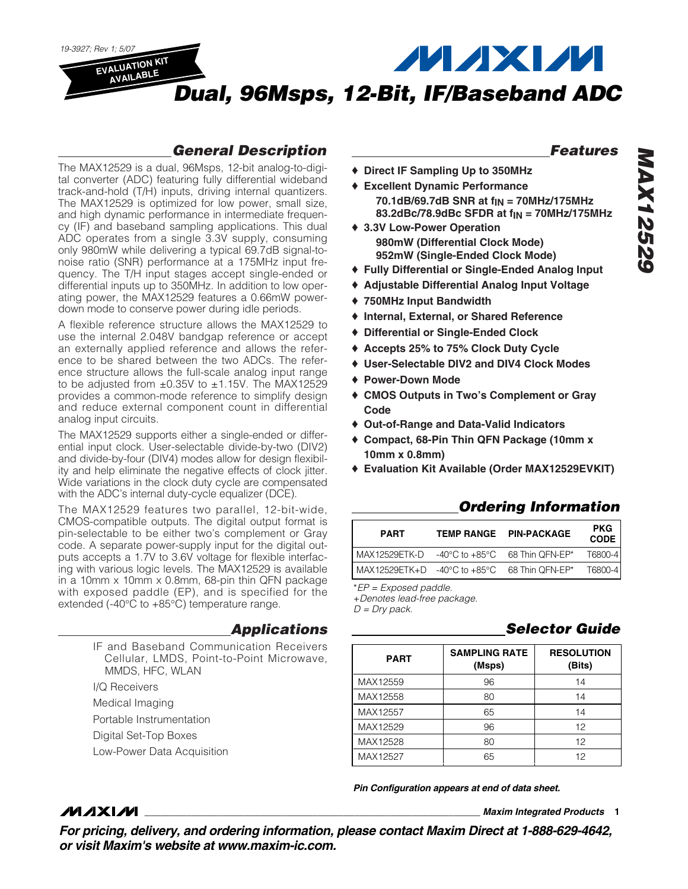19-3927; Rev 1; 5/07

EVALUATION KIT AVAILABLE

# Dual, 96Msps, 12-Bit, IF/Baseband ADC

## General Description

The MAX12529 is a dual, 96Msps, 12-bit analog-to-digital converter (ADC) featuring fully differential wideband track-and-hold (T/H) inputs, driving internal quantizers. The MAX12529 is optimized for low power, small size, and high dynamic performance in intermediate frequency (IF) and baseband sampling applications. This dual ADC operates from a single 3.3V supply, consuming only 980mW while delivering a typical 69.7dB signal-to-noise ratio (SNR) performance at a 175MHz input frequency. The T/H input stages accept single-ended or differential inputs up to 350MHz. In addition to low operating power, the MAX12529 features a 0.66mW power-down mode to conserve power during idle periods.

A flexible reference structure allows the MAX12529 to use the internal 2.048V bandgap reference or accept an externally applied reference and allows the reference to be shared between the two ADCs. The reference structure allows the full-scale analog input range to be adjusted from ±0.35V to ±1.15V. The MAX12529 provides a common-mode reference to simplify design and reduce external component count in differential analog input circuits.

The MAX12529 supports either a single-ended or differential input clock. User-selectable divide-by-two (DIV2) and divide-by-four (DIV4) modes allow for design flexibility and help eliminate the negative effects of clock jitter. Wide variations in the clock duty cycle are compensated with the ADC's internal duty-cycle equalizer (DCE).

The MAX12529 features two parallel, 12-bit-wide, CMOS-compatible outputs. The digital output format is pin-selectable to be either two's complement or Gray code. A separate power-supply input for the digital outputs accepts a 1.7V to 3.6V voltage for flexible interfacing with various logic levels. The MAX12529 is available in a 10mm x 10mm x 0.8mm, 68-pin thin QFN package with exposed paddle (EP), and is specified for the extended (-40°C to +85°C) temperature range.

## Applications

- IF and Baseband Communication Receivers
  Cellular, LMDS, Point-to-Point Microwave, MMDS, HFC, WLAN
- I/Q Receivers
- Medical Imaging
- Portable Instrumentation
- Digital Set-Top Boxes
- Low-Power Data Acquisition

## Features

- ♦ **Direct IF Sampling Up to 350MHz**
- ♦ **Excellent Dynamic Performance**
  - **70.1dB/69.7dB SNR at $f_{IN}$ = 70MHz/175MHz**
  - **83.2dBc/78.9dBc SFDR at $f_{IN}$ = 70MHz/175MHz**
- ♦ **3.3V Low-Power Operation**
  - **980mW (Differential Clock Mode)**
  - **952mW (Single-Ended Clock Mode)**
- ♦ **Fully Differential or Single-Ended Analog Input**
- ♦ **Adjustable Differential Analog Input Voltage**
- ♦ **750MHz Input Bandwidth**
- ♦ **Internal, External, or Shared Reference**
- ♦ **Differential or Single-Ended Clock**
- ♦ **Accepts 25% to 75% Clock Duty Cycle**
- ♦ **User-Selectable DIV2 and DIV4 Clock Modes**
- ♦ **Power-Down Mode**
- ♦ **CMOS Outputs in Two's Complement or Gray Code**
- ♦ **Out-of-Range and Data-Valid Indicators**
- ♦ **Compact, 68-Pin Thin QFN Package (10mm x 10mm x 0.8mm)**
- ♦ **Evaluation Kit Available (Order MAX12529EVKIT)**

## Ordering Information

| PART | TEMP RANGE | PIN-PACKAGE | PKG CODE |
|---|---|---|---|
| MAX12529ETK-D | -40°C to +85°C | 68 Thin QFN-EP* | T6800-4 |
| MAX12529ETK+D | -40°C to +85°C | 68 Thin QFN-EP* | T6800-4 |

*EP = Exposed paddle.
+Denotes lead-free package.
D = Dry pack.

## Selector Guide

| PART | SAMPLING RATE (Msps) | RESOLUTION (Bits) |
|---|---|---|
| MAX12559 | 96 | 14 |
| MAX12558 | 80 | 14 |
| MAX12557 | 65 | 14 |
| MAX12529 | 96 | 12 |
| MAX12528 | 80 | 12 |
| MAX12527 | 65 | 12 |

***Pin Configuration appears at end of data sheet.***

***For pricing, delivery, and ordering information, please contact Maxim Direct at 1-888-629-4642, or visit Maxim's website at www.maxim-ic.com.***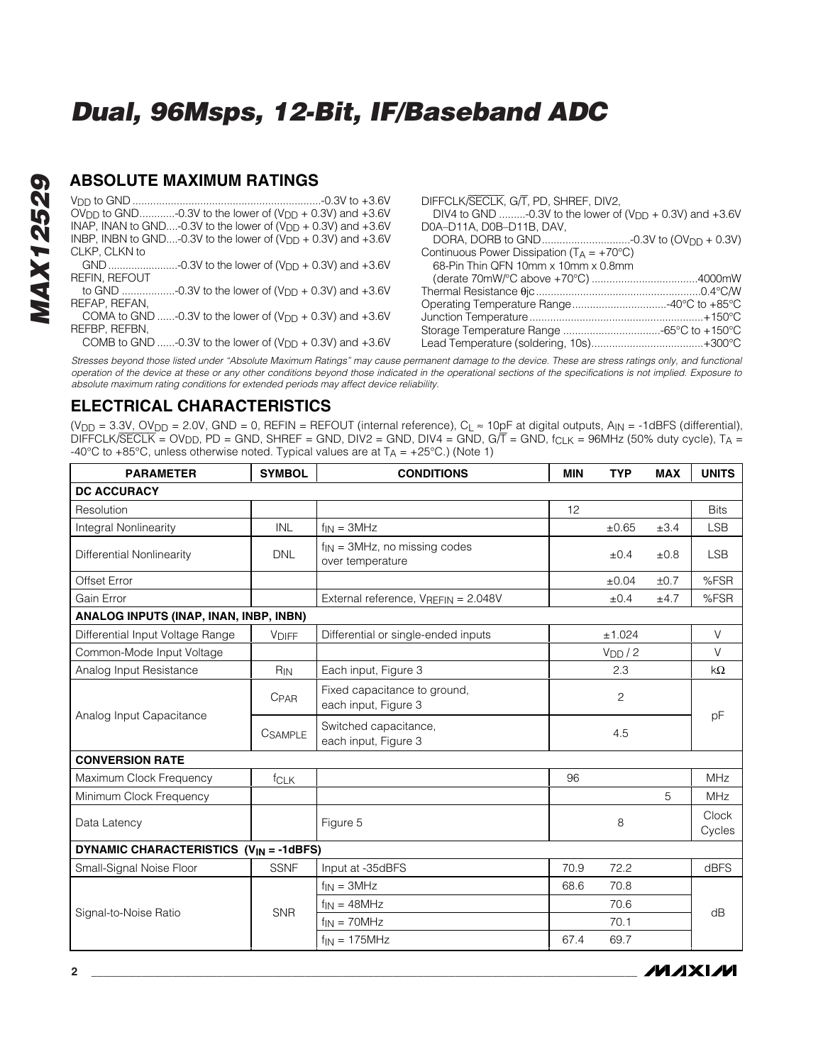## ABSOLUTE MAXIMUM RATINGS

$V_{DD}$ to GND ....................................................................-0.3V to +3.6V
$OV_{DD}$ to GND............-0.3V to the lower of ($V_{DD}$ + 0.3V) and +3.6V
INAP, INAN to GND....-0.3V to the lower of ($V_{DD}$ + 0.3V) and +3.6V
INBP, INBN to GND....-0.3V to the lower of ($V_{DD}$ + 0.3V) and +3.6V
CLKP, CLKN to
GND ........................-0.3V to the lower of ($V_{DD}$ + 0.3V) and +3.6V
REFIN, REFOUT
to GND ..................-0.3V to the lower of ($V_{DD}$ + 0.3V) and +3.6V
REFAP, REFAN,
COMA to GND ......-0.3V to the lower of ($V_{DD}$ + 0.3V) and +3.6V
REFBP, REFBN,
COMB to GND ......-0.3V to the lower of ($V_{DD}$ + 0.3V) and +3.6V

DIFFCLK/$\overline{SECLK}$, G/$\overline{T}$, PD, SHREF, DIV2,
DIV4 to GND .........-0.3V to the lower of ($V_{DD}$ + 0.3V) and +3.6V
D0A–D11A, D0B–D11B, DAV,
DORA, DORB to GND..............................-0.3V to ($OV_{DD}$ + 0.3V)
Continuous Power Dissipation ($T_A$ = +70°C)
68-Pin Thin QFN 10mm x 10mm x 0.8mm
(derate 70mW/°C above +70°C) ....................................4000mW
Thermal Resistance θjc.......................................................0.4°C/W
Operating Temperature Range................................-40°C to +85°C
Junction Temperature ..........................................................+150°C
Storage Temperature Range .................................-65°C to +150°C
Lead Temperature (soldering, 10s)......................................+300°C

*Stresses beyond those listed under "Absolute Maximum Ratings" may cause permanent damage to the device. These are stress ratings only, and functional operation of the device at these or any other conditions beyond those indicated in the operational sections of the specifications is not implied. Exposure to absolute maximum rating conditions for extended periods may affect device reliability.*

## ELECTRICAL CHARACTERISTICS

($V_{DD}$ = 3.3V, $OV_{DD}$ = 2.0V, GND = 0, REFIN = REFOUT (internal reference), $C_L$ ≈ 10pF at digital outputs, $A_{IN}$ = -1dBFS (differential), DIFFCLK/$\overline{SECLK}$ = $OV_{DD}$, PD = GND, SHREF = GND, DIV2 = GND, DIV4 = GND, G/$\overline{T}$ = GND, $f_{CLK}$ = 96MHz (50% duty cycle), $T_A$ = -40°C to +85°C, unless otherwise noted. Typical values are at $T_A$ = +25°C.) (Note 1)

| PARAMETER | SYMBOL | CONDITIONS | MIN | TYP | MAX | UNITS |
|---|---|---|---|---|---|---|
| **DC ACCURACY** | | | | | | |
| Resolution | | | 12 | | | Bits |
| Integral Nonlinearity | INL | $f_{IN}$ = 3MHz | | ±0.65 | ±3.4 | LSB |
| Differential Nonlinearity | DNL | $f_{IN}$ = 3MHz, no missing codes over temperature | | ±0.4 | ±0.8 | LSB |
| Offset Error | | | | ±0.04 | ±0.7 | %FSR |
| Gain Error | | External reference, $V_{REFIN}$ = 2.048V | | ±0.4 | ±4.7 | %FSR |
| **ANALOG INPUTS (INAP, INAN, INBP, INBN)** | | | | | | |
| Differential Input Voltage Range | $V_{DIFF}$ | Differential or single-ended inputs | | ±1.024 | | V |
| Common-Mode Input Voltage | | | | $V_{DD}$ / 2 | | V |
| Analog Input Resistance | $R_{IN}$ | Each input, Figure 3 | | 2.3 | | kΩ |
| Analog Input Capacitance | $C_{PAR}$ | Fixed capacitance to ground, each input, Figure 3 | | 2 | | pF |
| | $C_{SAMPLE}$ | Switched capacitance, each input, Figure 3 | | 4.5 | | |
| **CONVERSION RATE** | | | | | | |
| Maximum Clock Frequency | $f_{CLK}$ | | 96 | | | MHz |
| Minimum Clock Frequency | | | | | 5 | MHz |
| Data Latency | | Figure 5 | | 8 | | Clock Cycles |
| **DYNAMIC CHARACTERISTICS ($V_{IN}$ = -1dBFS)** | | | | | | |
| Small-Signal Noise Floor | SSNF | Input at -35dBFS | 70.9 | 72.2 | | dBFS |
| Signal-to-Noise Ratio | SNR | $f_{IN}$ = 3MHz | 68.6 | 70.8 | | dB |
| | | $f_{IN}$ = 48MHz | | 70.6 | | |
| | | $f_{IN}$ = 70MHz | | 70.1 | | |
| | | $f_{IN}$ = 175MHz | 67.4 | 69.7 | | |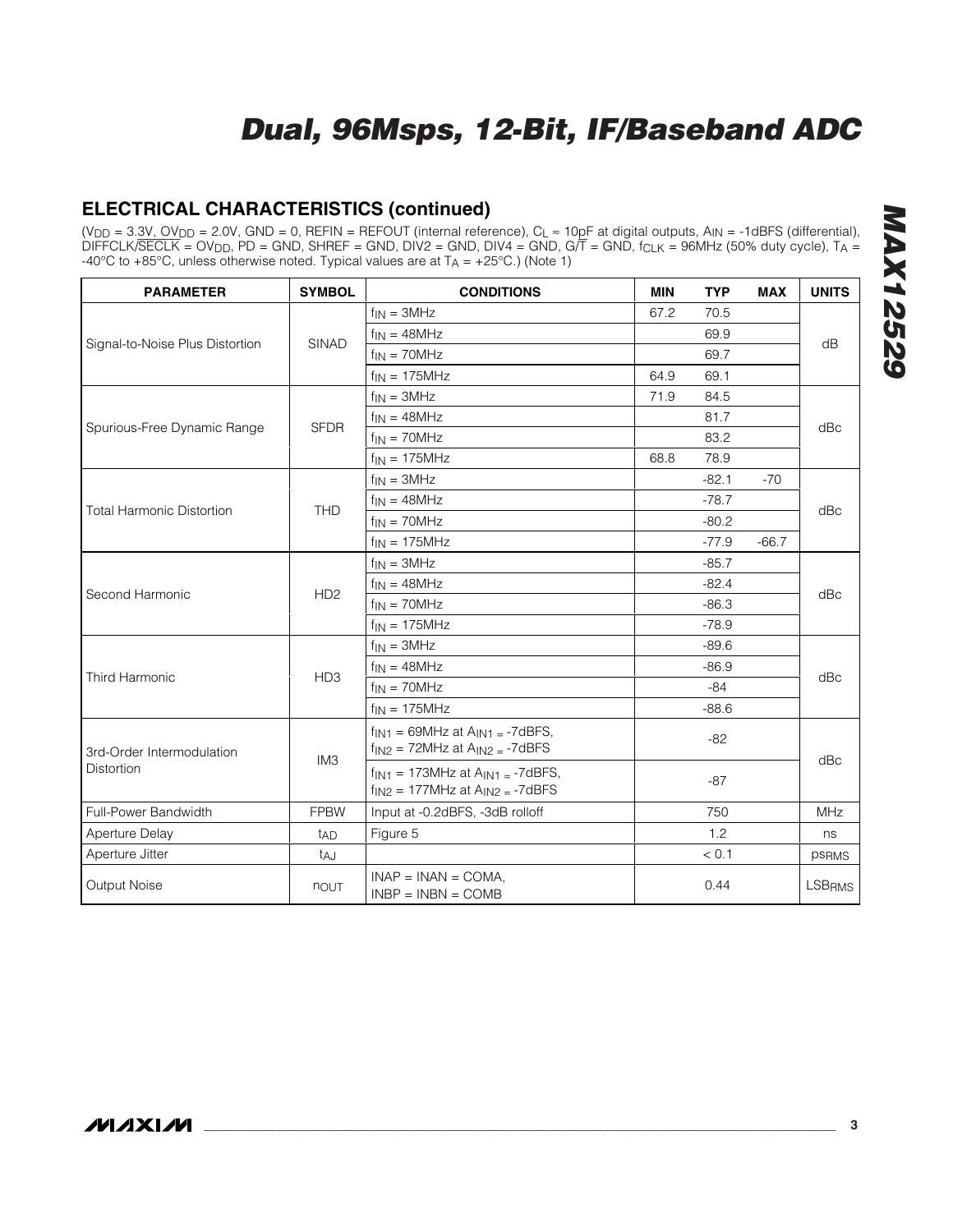## ELECTRICAL CHARACTERISTICS (continued)

($V_{DD}$ = 3.3V, $OV_{DD}$ = 2.0V, GND = 0, REFIN = REFOUT (internal reference), $C_L \approx$ 10pF at digital outputs, $A_{IN}$ = -1dBFS (differential), DIFFCLK/$\overline{\text{SECLK}}$ = $OV_{DD}$, PD = GND, SHREF = GND, DIV2 = GND, DIV4 = GND, G/$\overline{\text{T}}$ = GND, $f_{CLK}$ = 96MHz (50% duty cycle), $T_A$ = -40°C to +85°C, unless otherwise noted. Typical values are at $T_A$ = +25°C.) (Note 1)

| PARAMETER | SYMBOL | CONDITIONS | MIN | TYP | MAX | UNITS |
|---|---|---|---|---|---|---|
| Signal-to-Noise Plus Distortion | SINAD | $f_{IN}$ = 3MHz | 67.2 | 70.5 | | dB |
| | | $f_{IN}$ = 48MHz | | 69.9 | | |
| | | $f_{IN}$ = 70MHz | | 69.7 | | |
| | | $f_{IN}$ = 175MHz | 64.9 | 69.1 | | |
| Spurious-Free Dynamic Range | SFDR | $f_{IN}$ = 3MHz | 71.9 | 84.5 | | dBc |
| | | $f_{IN}$ = 48MHz | | 81.7 | | |
| | | $f_{IN}$ = 70MHz | | 83.2 | | |
| | | $f_{IN}$ = 175MHz | 68.8 | 78.9 | | |
| Total Harmonic Distortion | THD | $f_{IN}$ = 3MHz | | -82.1 | -70 | dBc |
| | | $f_{IN}$ = 48MHz | | -78.7 | | |
| | | $f_{IN}$ = 70MHz | | -80.2 | | |
| | | $f_{IN}$ = 175MHz | | -77.9 | -66.7 | |
| Second Harmonic | HD2 | $f_{IN}$ = 3MHz | | -85.7 | | dBc |
| | | $f_{IN}$ = 48MHz | | -82.4 | | |
| | | $f_{IN}$ = 70MHz | | -86.3 | | |
| | | $f_{IN}$ = 175MHz | | -78.9 | | |
| Third Harmonic | HD3 | $f_{IN}$ = 3MHz | | -89.6 | | dBc |
| | | $f_{IN}$ = 48MHz | | -86.9 | | |
| | | $f_{IN}$ = 70MHz | | -84 | | |
| | | $f_{IN}$ = 175MHz | | -88.6 | | |
| 3rd-Order Intermodulation Distortion | IM3 | $f_{IN1}$ = 69MHz at $A_{IN1}$ = -7dBFS, $f_{IN2}$ = 72MHz at $A_{IN2}$ = -7dBFS | | -82 | | dBc |
| | | $f_{IN1}$ = 173MHz at $A_{IN1}$ = -7dBFS, $f_{IN2}$ = 177MHz at $A_{IN2}$ = -7dBFS | | -87 | | |
| Full-Power Bandwidth | FPBW | Input at -0.2dBFS, -3dB rolloff | | 750 | | MHz |
| Aperture Delay | $t_{AD}$ | Figure 5 | | 1.2 | | ns |
| Aperture Jitter | $t_{AJ}$ | | | < 0.1 | | $ps_{RMS}$ |
| Output Noise | $n_{OUT}$ | INAP = INAN = COMA, INBP = INBN = COMB | | 0.44 | | $LSB_{RMS}$ |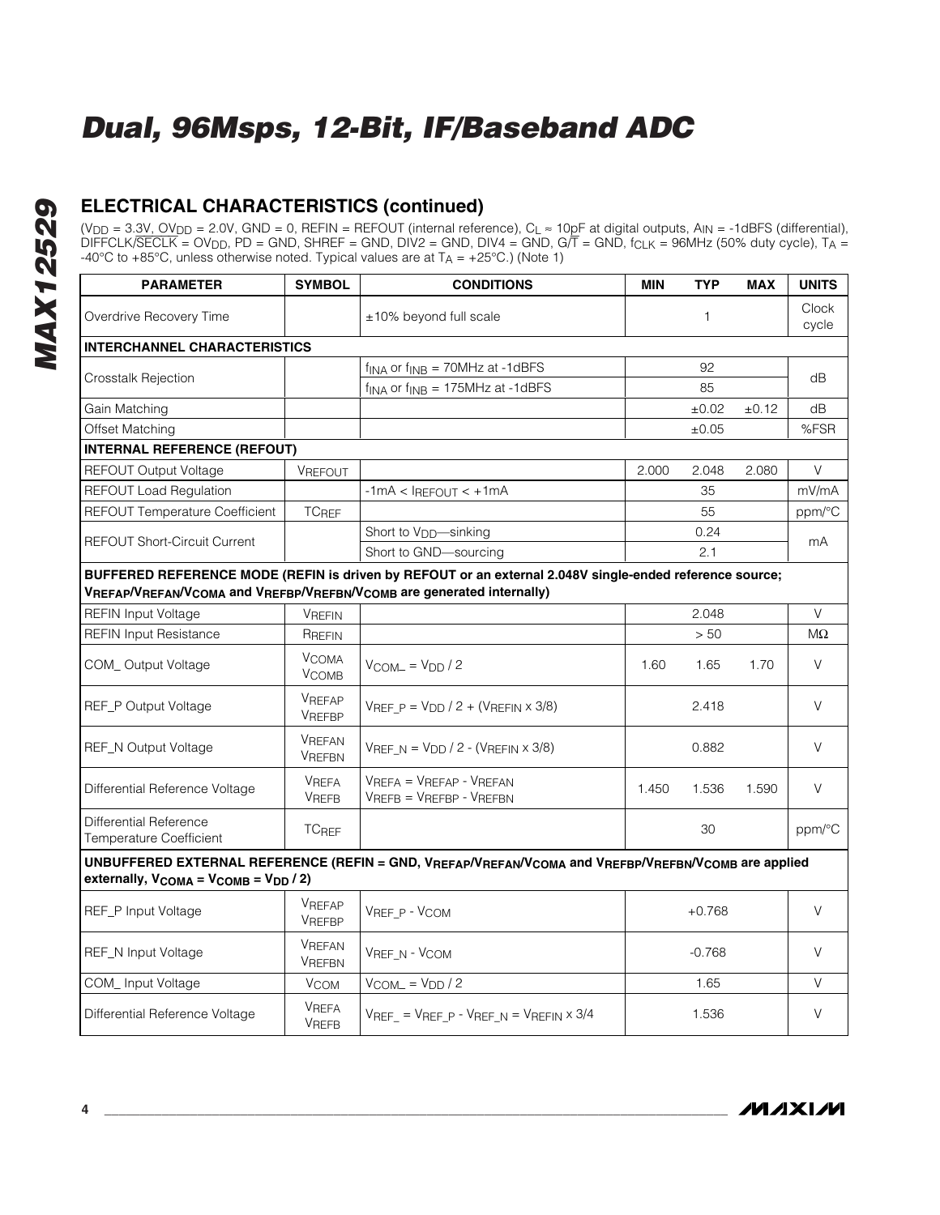## ELECTRICAL CHARACTERISTICS (continued)

($V_{DD}$ = 3.3V, $OV_{DD}$ = 2.0V, GND = 0, REFIN = REFOUT (internal reference), $C_L \approx$ 10pF at digital outputs, $A_{IN}$ = -1dBFS (differential), DIFFCLK/$\overline{SECLK}$ = $OV_{DD}$, PD = GND, SHREF = GND, DIV2 = GND, DIV4 = GND, G/$\overline{T}$ = GND, $f_{CLK}$ = 96MHz (50% duty cycle), $T_A$ = -40°C to +85°C, unless otherwise noted. Typical values are at $T_A$ = +25°C.) (Note 1)

| PARAMETER | SYMBOL | CONDITIONS | MIN | TYP | MAX | UNITS |
|---|---|---|---|---|---|---|
| Overdrive Recovery Time | | ±10% beyond full scale | | 1 | | Clock cycle |
| **INTERCHANNEL CHARACTERISTICS** | | | | | | |
| Crosstalk Rejection | | $f_{INA}$ or $f_{INB}$ = 70MHz at -1dBFS | | 92 | | dB |
| | | $f_{INA}$ or $f_{INB}$ = 175MHz at -1dBFS | | 85 | | |
| Gain Matching | | | | ±0.02 | ±0.12 | dB |
| Offset Matching | | | | ±0.05 | | %FSR |
| **INTERNAL REFERENCE (REFOUT)** | | | | | | |
| REFOUT Output Voltage | $V_{REFOUT}$ | | 2.000 | 2.048 | 2.080 | V |
| REFOUT Load Regulation | | -1mA < $I_{REFOUT}$ < +1mA | | 35 | | mV/mA |
| REFOUT Temperature Coefficient | $TC_{REF}$ | | | 55 | | ppm/°C |
| REFOUT Short-Circuit Current | | Short to $V_{DD}$—sinking | | 0.24 | | mA |
| | | Short to GND—sourcing | | 2.1 | | |
| **BUFFERED REFERENCE MODE (REFIN is driven by REFOUT or an external 2.048V single-ended reference source; $V_{REFAP}$/$V_{REFAN}$/$V_{COMA}$ and $V_{REFBP}$/$V_{REFBN}$/$V_{COMB}$ are generated internally)** | | | | | | |
| REFIN Input Voltage | $V_{REFIN}$ | | | 2.048 | | V |
| REFIN Input Resistance | $R_{REFIN}$ | | | > 50 | | MΩ |
| COM_ Output Voltage | $V_{COMA}$ $V_{COMB}$ | $V_{COM\_}$ = $V_{DD}$ / 2 | 1.60 | 1.65 | 1.70 | V |
| REF_P Output Voltage | $V_{REFAP}$ $V_{REFBP}$ | $V_{REF\_P}$ = $V_{DD}$ / 2 + ($V_{REFIN}$ x 3/8) | | 2.418 | | V |
| REF_N Output Voltage | $V_{REFAN}$ $V_{REFBN}$ | $V_{REF\_N}$ = $V_{DD}$ / 2 - ($V_{REFIN}$ x 3/8) | | 0.882 | | V |
| Differential Reference Voltage | $V_{REFA}$ $V_{REFB}$ | $V_{REFA}$ = $V_{REFAP}$ - $V_{REFAN}$ $V_{REFB}$ = $V_{REFBP}$ - $V_{REFBN}$ | 1.450 | 1.536 | 1.590 | V |
| Differential Reference Temperature Coefficient | $TC_{REF}$ | | | 30 | | ppm/°C |
| **UNBUFFERED EXTERNAL REFERENCE (REFIN = GND, $V_{REFAP}$/$V_{REFAN}$/$V_{COMA}$ and $V_{REFBP}$/$V_{REFBN}$/$V_{COMB}$ are applied externally, $V_{COMA}$ = $V_{COMB}$ = $V_{DD}$ / 2)** | | | | | | |
| REF_P Input Voltage | $V_{REFAP}$ $V_{REFBP}$ | $V_{REF\_P}$ - $V_{COM}$ | | +0.768 | | V |
| REF_N Input Voltage | $V_{REFAN}$ $V_{REFBN}$ | $V_{REF\_N}$ - $V_{COM}$ | | -0.768 | | V |
| COM_ Input Voltage | $V_{COM}$ | $V_{COM\_}$ = $V_{DD}$ / 2 | | 1.65 | | V |
| Differential Reference Voltage | $V_{REFA}$ $V_{REFB}$ | $V_{REF\_}$ = $V_{REF\_P}$ - $V_{REF\_N}$ = $V_{REFIN}$ x 3/4 | | 1.536 | | V |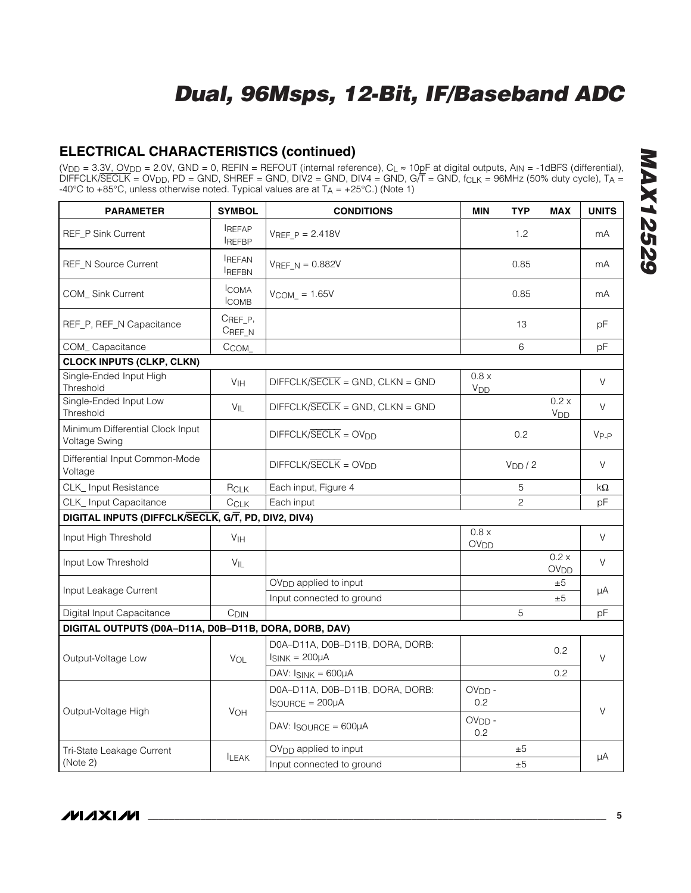## ELECTRICAL CHARACTERISTICS (continued)

($V_{DD}$ = 3.3V, $OV_{DD}$ = 2.0V, GND = 0, REFIN = REFOUT (internal reference), $C_L \approx$ 10pF at digital outputs, $A_{IN}$ = -1dBFS (differential), DIFFCLK/$\overline{SECLK}$ = $OV_{DD}$, PD = GND, SHREF = GND, DIV2 = GND, DIV4 = GND, G/$\overline{T}$ = GND, $f_{CLK}$ = 96MHz (50% duty cycle), $T_A$ = -40°C to +85°C, unless otherwise noted. Typical values are at $T_A$ = +25°C.) (Note 1)

| PARAMETER | SYMBOL | CONDITIONS | MIN | TYP | MAX | UNITS |
|---|---|---|---|---|---|---|
| REF_P Sink Current | $I_{REFAP}$ $I_{REFBP}$ | $V_{REF\_P}$ = 2.418V | | 1.2 | | mA |
| REF_N Source Current | $I_{REFAN}$ $I_{REFBN}$ | $V_{REF\_N}$ = 0.882V | | 0.85 | | mA |
| COM_ Sink Current | $I_{COMA}$ $I_{COMB}$ | $V_{COM\_}$ = 1.65V | | 0.85 | | mA |
| REF_P, REF_N Capacitance | $C_{REF\_P}$, $C_{REF\_N}$ | | | 13 | | pF |
| COM_ Capacitance | $C_{COM\_}$ | | | 6 | | pF |
| **CLOCK INPUTS (CLKP, CLKN)** | | | | | | |
| Single-Ended Input High Threshold | $V_{IH}$ | DIFFCLK/$\overline{SECLK}$ = GND, CLKN = GND | 0.8 x $V_{DD}$ | | | V |
| Single-Ended Input Low Threshold | $V_{IL}$ | DIFFCLK/$\overline{SECLK}$ = GND, CLKN = GND | | | 0.2 x $V_{DD}$ | V |
| Minimum Differential Clock Input Voltage Swing | | DIFFCLK/$\overline{SECLK}$ = $OV_{DD}$ | | 0.2 | | $V_{P-P}$ |
| Differential Input Common-Mode Voltage | | DIFFCLK/$\overline{SECLK}$ = $OV_{DD}$ | | $V_{DD}$ / 2 | | V |
| CLK_ Input Resistance | $R_{CLK}$ | Each input, Figure 4 | | 5 | | kΩ |
| CLK_ Input Capacitance | $C_{CLK}$ | Each input | | 2 | | pF |
| **DIGITAL INPUTS (DIFFCLK/$\overline{SECLK}$, G/$\overline{T}$, PD, DIV2, DIV4)** | | | | | | |
| Input High Threshold | $V_{IH}$ | | 0.8 x $OV_{DD}$ | | | V |
| Input Low Threshold | $V_{IL}$ | | | | 0.2 x $OV_{DD}$ | V |
| Input Leakage Current | | $OV_{DD}$ applied to input | | | ±5 | µA |
| | | Input connected to ground | | | ±5 | |
| Digital Input Capacitance | $C_{DIN}$ | | | 5 | | pF |
| **DIGITAL OUTPUTS (D0A–D11A, D0B–D11B, DORA, DORB, DAV)** | | | | | | |
| Output-Voltage Low | $V_{OL}$ | D0A–D11A, D0B–D11B, DORA, DORB: $I_{SINK}$ = 200µA | | | 0.2 | V |
| | | DAV: $I_{SINK}$ = 600µA | | | 0.2 | |
| Output-Voltage High | $V_{OH}$ | D0A–D11A, D0B–D11B, DORA, DORB: $I_{SOURCE}$ = 200µA | $OV_{DD}$ - 0.2 | | | V |
| | | DAV: $I_{SOURCE}$ = 600µA | $OV_{DD}$ - 0.2 | | | |
| Tri-State Leakage Current (Note 2) | $I_{LEAK}$ | $OV_{DD}$ applied to input | | ±5 | | µA |
| | | Input connected to ground | | ±5 | | |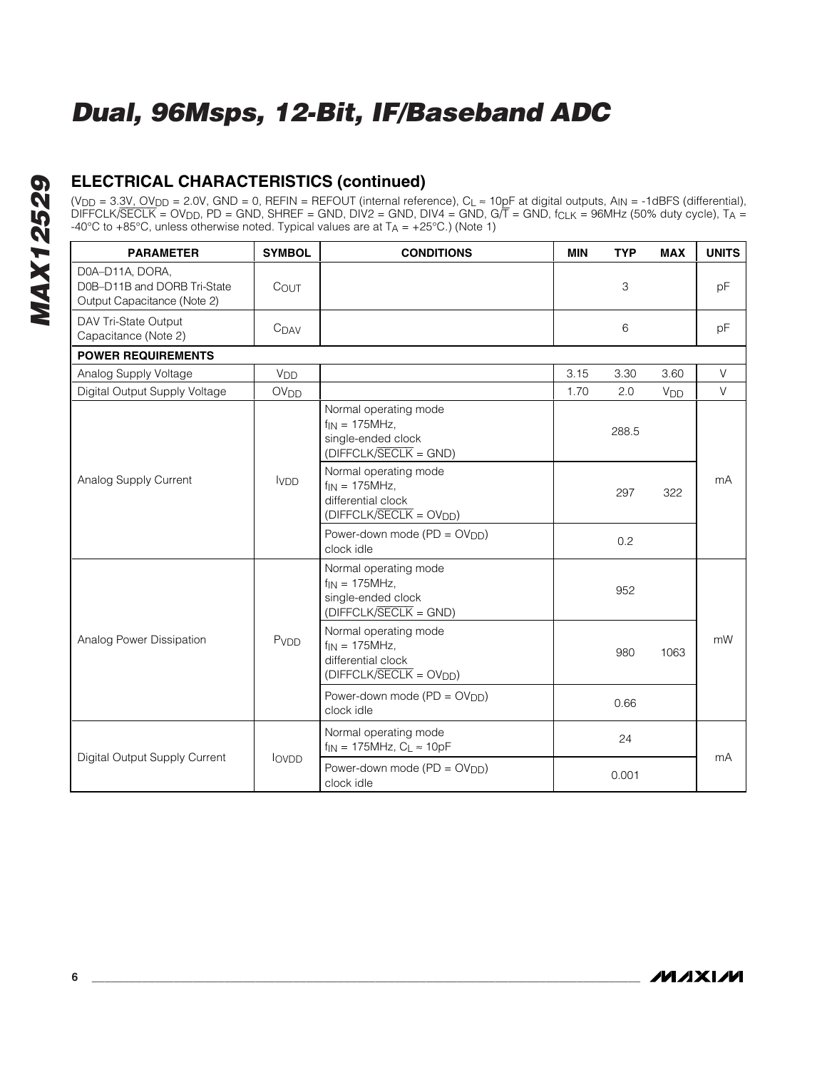## ELECTRICAL CHARACTERISTICS (continued)

($V_{DD}$ = 3.3V, $OV_{DD}$ = 2.0V, GND = 0, REFIN = REFOUT (internal reference), $C_L$ ≈ 10pF at digital outputs, $A_{IN}$ = -1dBFS (differential), DIFFCLK/$\overline{SECLK}$ = $OV_{DD}$, PD = GND, SHREF = GND, DIV2 = GND, DIV4 = GND, G/$\overline{T}$ = GND, $f_{CLK}$ = 96MHz (50% duty cycle), $T_A$ = -40°C to +85°C, unless otherwise noted. Typical values are at $T_A$ = +25°C.) (Note 1)

| PARAMETER | SYMBOL | CONDITIONS | MIN | TYP | MAX | UNITS |
|---|---|---|---|---|---|---|
| D0A–D11A, DORA, D0B–D11B and DORB Tri-State Output Capacitance (Note 2) | $C_{OUT}$ | | | 3 | | pF |
| DAV Tri-State Output Capacitance (Note 2) | $C_{DAV}$ | | | 6 | | pF |
| **POWER REQUIREMENTS** | | | | | | |
| Analog Supply Voltage | $V_{DD}$ | | 3.15 | 3.30 | 3.60 | V |
| Digital Output Supply Voltage | $OV_{DD}$ | | 1.70 | 2.0 | $V_{DD}$ | V |
| Analog Supply Current | $I_{VDD}$ | Normal operating mode $f_{IN}$ = 175MHz, single-ended clock (DIFFCLK/$\overline{SECLK}$ = GND) | | 288.5 | | mA |
| | | Normal operating mode $f_{IN}$ = 175MHz, differential clock (DIFFCLK/$\overline{SECLK}$ = $OV_{DD}$) | | 297 | 322 | |
| | | Power-down mode (PD = $OV_{DD}$) clock idle | | 0.2 | | |
| Analog Power Dissipation | $P_{VDD}$ | Normal operating mode $f_{IN}$ = 175MHz, single-ended clock (DIFFCLK/$\overline{SECLK}$ = GND) | | 952 | | mW |
| | | Normal operating mode $f_{IN}$ = 175MHz, differential clock (DIFFCLK/$\overline{SECLK}$ = $OV_{DD}$) | | 980 | 1063 | |
| | | Power-down mode (PD = $OV_{DD}$) clock idle | | 0.66 | | |
| Digital Output Supply Current | $I_{OVDD}$ | Normal operating mode $f_{IN}$ = 175MHz, $C_L$ ≈ 10pF | | 24 | | mA |
| | | Power-down mode (PD = $OV_{DD}$) clock idle | | 0.001 | | |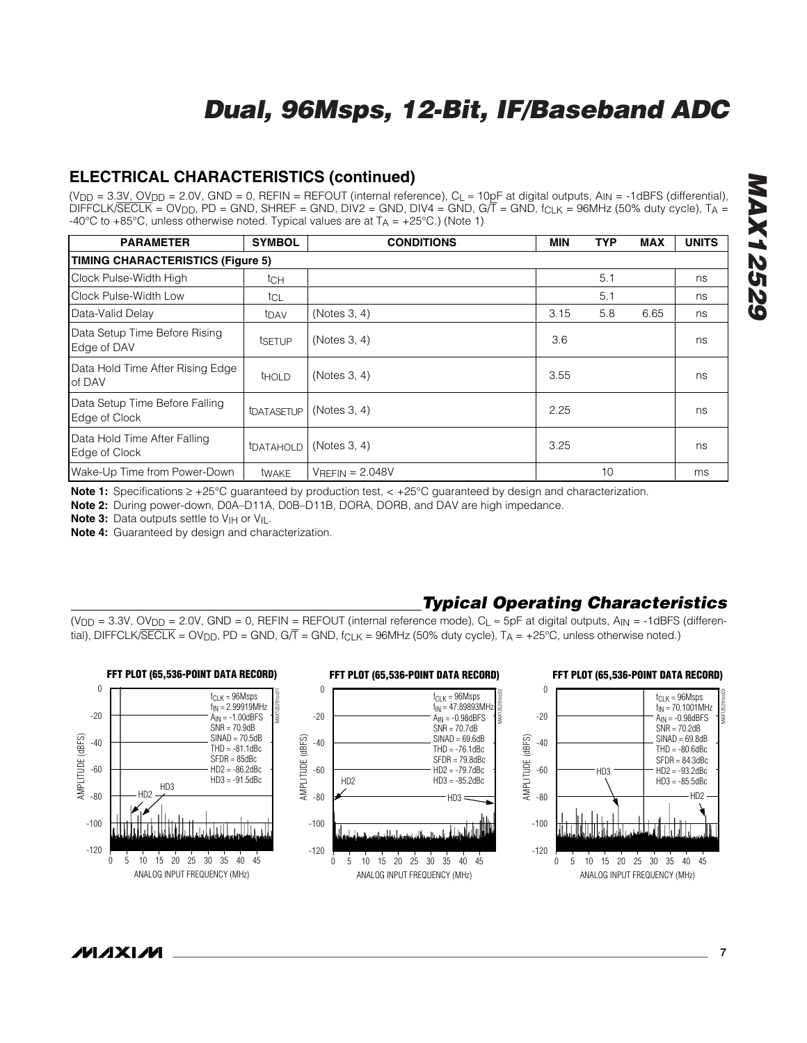## ELECTRICAL CHARACTERISTICS (continued)

($V_{DD}$ = 3.3V, $OV_{DD}$ = 2.0V, GND = 0, REFIN = REFOUT (internal reference), $C_L$ ≈ 10pF at digital outputs, $A_{IN}$ = -1dBFS (differential), DIFFCLK/$\overline{SECLK}$ = $OV_{DD}$, PD = GND, SHREF = GND, DIV2 = GND, DIV4 = GND, G/$\overline{T}$ = GND, $f_{CLK}$ = 96MHz (50% duty cycle), $T_A$ = -40°C to +85°C, unless otherwise noted. Typical values are at $T_A$ = +25°C.) (Note 1)

| PARAMETER | SYMBOL | CONDITIONS | MIN | TYP | MAX | UNITS |
|---|---|---|---|---|---|---|
| **TIMING CHARACTERISTICS (Figure 5)** | | | | | | |
| Clock Pulse-Width High | $t_{CH}$ | | | 5.1 | | ns |
| Clock Pulse-Width Low | $t_{CL}$ | | | 5.1 | | ns |
| Data-Valid Delay | $t_{DAV}$ | (Notes 3, 4) | 3.15 | 5.8 | 6.65 | ns |
| Data Setup Time Before Rising Edge of DAV | $t_{SETUP}$ | (Notes 3, 4) | 3.6 | | | ns |
| Data Hold Time After Rising Edge of DAV | $t_{HOLD}$ | (Notes 3, 4) | 3.55 | | | ns |
| Data Setup Time Before Falling Edge of Clock | $t_{DATASETUP}$ | (Notes 3, 4) | 2.25 | | | ns |
| Data Hold Time After Falling Edge of Clock | $t_{DATAHOLD}$ | (Notes 3, 4) | 3.25 | | | ns |
| Wake-Up Time from Power-Down | $t_{WAKE}$ | $V_{REFIN}$ = 2.048V | | 10 | | ms |

**Note 1:** Specifications ≥ +25°C guaranteed by production test, < +25°C guaranteed by design and characterization.

**Note 2:** During power-down, D0A–D11A, D0B–D11B, DORA, DORB, and DAV are high impedance.

**Note 3:** Data outputs settle to $V_{IH}$ or $V_{IL}$.

**Note 4:** Guaranteed by design and characterization.

## *Typical Operating Characteristics*

($V_{DD}$ = 3.3V, $OV_{DD}$ = 2.0V, GND = 0, REFIN = REFOUT (internal reference mode), $C_L$ ≈ 5pF at digital outputs, $A_{IN}$ = -1dBFS (differential), DIFFCLK/$\overline{SECLK}$ = $OV_{DD}$, PD = GND, G/$\overline{T}$ = GND, $f_{CLK}$ = 96MHz (50% duty cycle), $T_A$ = +25°C, unless otherwise noted.)

**FFT PLOT (65,536-POINT DATA RECORD)**

$f_{CLK}$ = 96Msps, $f_{IN}$ = 2.99919MHz, $A_{IN}$ = -1.00dBFS, SNR = 70.9dB, SINAD = 70.5dB, THD = -81.1dBc, SFDR = 85dBc, HD2 = -86.2dBc, HD3 = -91.5dBc

**FFT PLOT (65,536-POINT DATA RECORD)**

$f_{CLK}$ = 96Msps, $f_{IN}$ = 47.89893MHz, $A_{IN}$ = -0.98dBFS, SNR = 70.7dB, SINAD = 69.6dB, THD = -76.1dBc, SFDR = 79.8dBc, HD2 = -79.7dBc, HD3 = -85.2dBc

**FFT PLOT (65,536-POINT DATA RECORD)**

$f_{CLK}$ = 96Msps, $f_{IN}$ = 70.1001MHz, $A_{IN}$ = -0.98dBFS, SNR = 70.2dB, SINAD = 69.8dB, THD = -80.6dBc, SFDR = 84.3dBc, HD2 = -93.2dBc, HD3 = -85.5dBc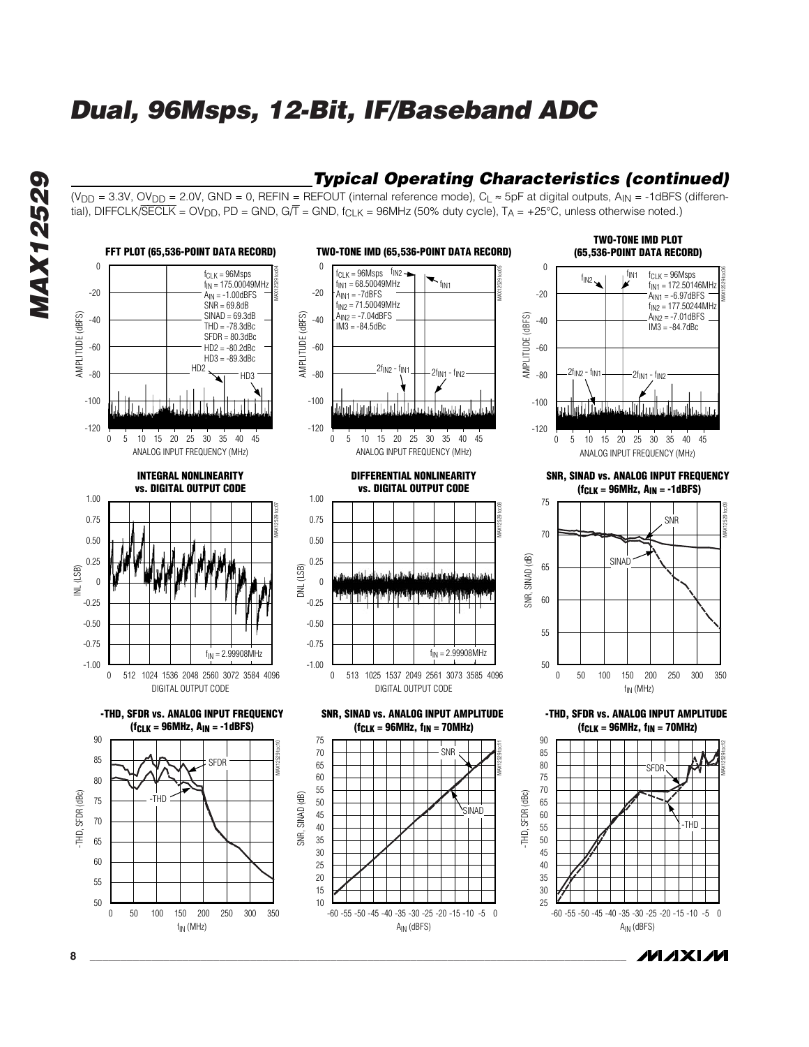## Typical Operating Characteristics (continued)

($V_{DD}$ = 3.3V, $OV_{DD}$ = 2.0V, GND = 0, REFIN = REFOUT (internal reference mode), $C_L$ ≈ 5pF at digital outputs, $A_{IN}$ = -1dBFS (differential), DIFFCLK/$\overline{SECLK}$ = $OV_{DD}$, PD = GND, G/$\overline{T}$ = GND, $f_{CLK}$ = 96MHz (50% duty cycle), $T_A$ = +25°C, unless otherwise noted.)

**FFT PLOT (65,536-POINT DATA RECORD)**

$f_{CLK}$ = 96Msps
$f_{IN}$ = 175.00049MHz
$A_{IN}$ = -1.00dBFS
SNR = 69.8dB
SINAD = 69.3dB
THD = -78.3dBc
SFDR = 80.3dBc
HD2 = -80.2dBc
HD3 = -89.3dBc

**TWO-TONE IMD (65,536-POINT DATA RECORD)**

$f_{CLK}$ = 96Msps
$f_{IN1}$ = 68.50049MHz
$A_{IN1}$ = -7dBFS
$f_{IN2}$ = 71.50049MHz
$A_{IN2}$ = -7.04dBFS
IM3 = -84.5dBc

**TWO-TONE IMD PLOT (65,536-POINT DATA RECORD)**

$f_{CLK}$ = 96Msps
$f_{IN1}$ = 172.50146MHz
$A_{IN1}$ = -6.97dBFS
$f_{IN2}$ = 177.50244MHz
$A_{IN2}$ = -7.01dBFS
IM3 = -84.7dBc

**INTEGRAL NONLINEARITY vs. DIGITAL OUTPUT CODE**

$f_{IN}$ = 2.99908MHz

**DIFFERENTIAL NONLINEARITY vs. DIGITAL OUTPUT CODE**

$f_{IN}$ = 2.99908MHz

**SNR, SINAD vs. ANALOG INPUT FREQUENCY ($f_{CLK}$ = 96MHz, $A_{IN}$ = -1dBFS)**

**-THD, SFDR vs. ANALOG INPUT FREQUENCY ($f_{CLK}$ = 96MHz, $A_{IN}$ = -1dBFS)**

**SNR, SINAD vs. ANALOG INPUT AMPLITUDE ($f_{CLK}$ = 96MHz, $f_{IN}$ = 70MHz)**

**-THD, SFDR vs. ANALOG INPUT AMPLITUDE ($f_{CLK}$ = 96MHz, $f_{IN}$ = 70MHz)**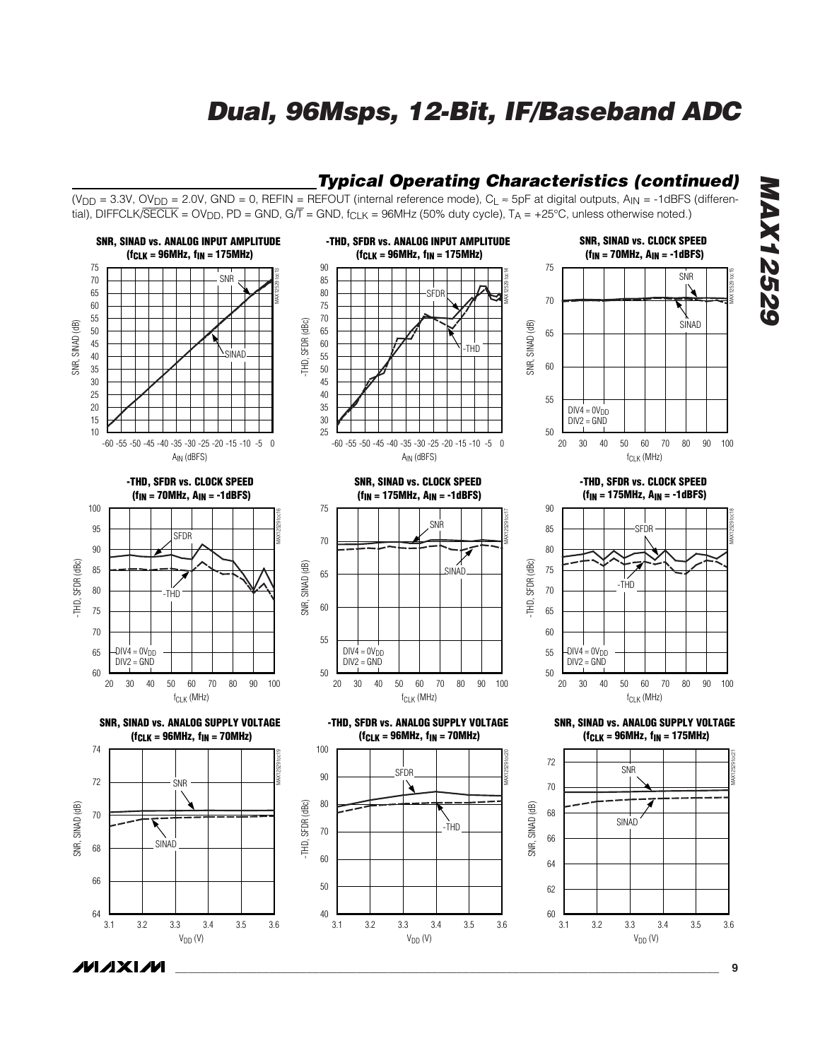## Typical Operating Characteristics (continued)

($V_{DD}$ = 3.3V, $OV_{DD}$ = 2.0V, GND = 0, REFIN = REFOUT (internal reference mode), $C_L \approx$ 5pF at digital outputs, $A_{IN}$ = -1dBFS (differential), DIFFCLK/$\overline{\text{SECLK}}$ = $OV_{DD}$, PD = GND, G/$\overline{\text{T}}$ = GND, $f_{CLK}$ = 96MHz (50% duty cycle), $T_A$ = +25°C, unless otherwise noted.)

**SNR, SINAD vs. ANALOG INPUT AMPLITUDE ($f_{CLK}$ = 96MHz, $f_{IN}$ = 175MHz)**

**-THD, SFDR vs. ANALOG INPUT AMPLITUDE ($f_{CLK}$ = 96MHz, $f_{IN}$ = 175MHz)**

**SNR, SINAD vs. CLOCK SPEED ($f_{IN}$ = 70MHz, $A_{IN}$ = -1dBFS)**

**-THD, SFDR vs. CLOCK SPEED ($f_{IN}$ = 70MHz, $A_{IN}$ = -1dBFS)**

**SNR, SINAD vs. CLOCK SPEED ($f_{IN}$ = 175MHz, $A_{IN}$ = -1dBFS)**

**-THD, SFDR vs. CLOCK SPEED ($f_{IN}$ = 175MHz, $A_{IN}$ = -1dBFS)**

**SNR, SINAD vs. ANALOG SUPPLY VOLTAGE ($f_{CLK}$ = 96MHz, $f_{IN}$ = 70MHz)**

**-THD, SFDR vs. ANALOG SUPPLY VOLTAGE ($f_{CLK}$ = 96MHz, $f_{IN}$ = 70MHz)**

**SNR, SINAD vs. ANALOG SUPPLY VOLTAGE ($f_{CLK}$ = 96MHz, $f_{IN}$ = 175MHz)**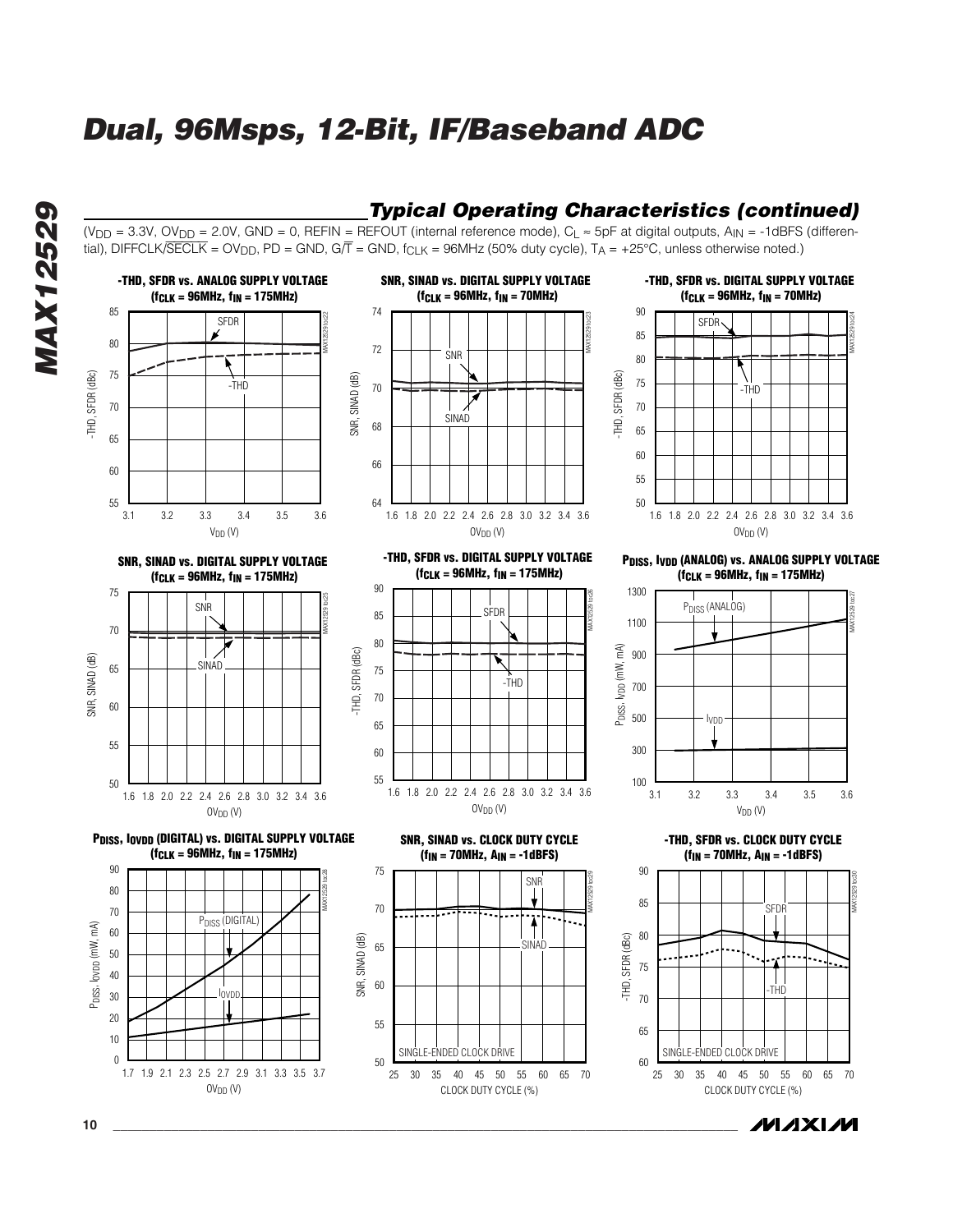## Typical Operating Characteristics (continued)

($V_{DD}$ = 3.3V, $OV_{DD}$ = 2.0V, GND = 0, REFIN = REFOUT (internal reference mode), $C_L \approx$ 5pF at digital outputs, $A_{IN}$ = -1dBFS (differential), DIFFCLK/$\overline{SECLK}$ = $OV_{DD}$, PD = GND, G/$\overline{T}$ = GND, $f_{CLK}$ = 96MHz (50% duty cycle), $T_A$ = +25°C, unless otherwise noted.)

**-THD, SFDR vs. ANALOG SUPPLY VOLTAGE ($f_{CLK}$ = 96MHz, $f_{IN}$ = 175MHz)**

**SNR, SINAD vs. DIGITAL SUPPLY VOLTAGE ($f_{CLK}$ = 96MHz, $f_{IN}$ = 70MHz)**

**-THD, SFDR vs. DIGITAL SUPPLY VOLTAGE ($f_{CLK}$ = 96MHz, $f_{IN}$ = 70MHz)**

**SNR, SINAD vs. DIGITAL SUPPLY VOLTAGE ($f_{CLK}$ = 96MHz, $f_{IN}$ = 175MHz)**

**-THD, SFDR vs. DIGITAL SUPPLY VOLTAGE ($f_{CLK}$ = 96MHz, $f_{IN}$ = 175MHz)**

**$P_{DISS}$, $I_{VDD}$ (ANALOG) vs. ANALOG SUPPLY VOLTAGE ($f_{CLK}$ = 96MHz, $f_{IN}$ = 175MHz)**

**$P_{DISS}$, $I_{OVDD}$ (DIGITAL) vs. DIGITAL SUPPLY VOLTAGE ($f_{CLK}$ = 96MHz, $f_{IN}$ = 175MHz)**

**SNR, SINAD vs. CLOCK DUTY CYCLE ($f_{IN}$ = 70MHz, $A_{IN}$ = -1dBFS)**

**-THD, SFDR vs. CLOCK DUTY CYCLE ($f_{IN}$ = 70MHz, $A_{IN}$ = -1dBFS)**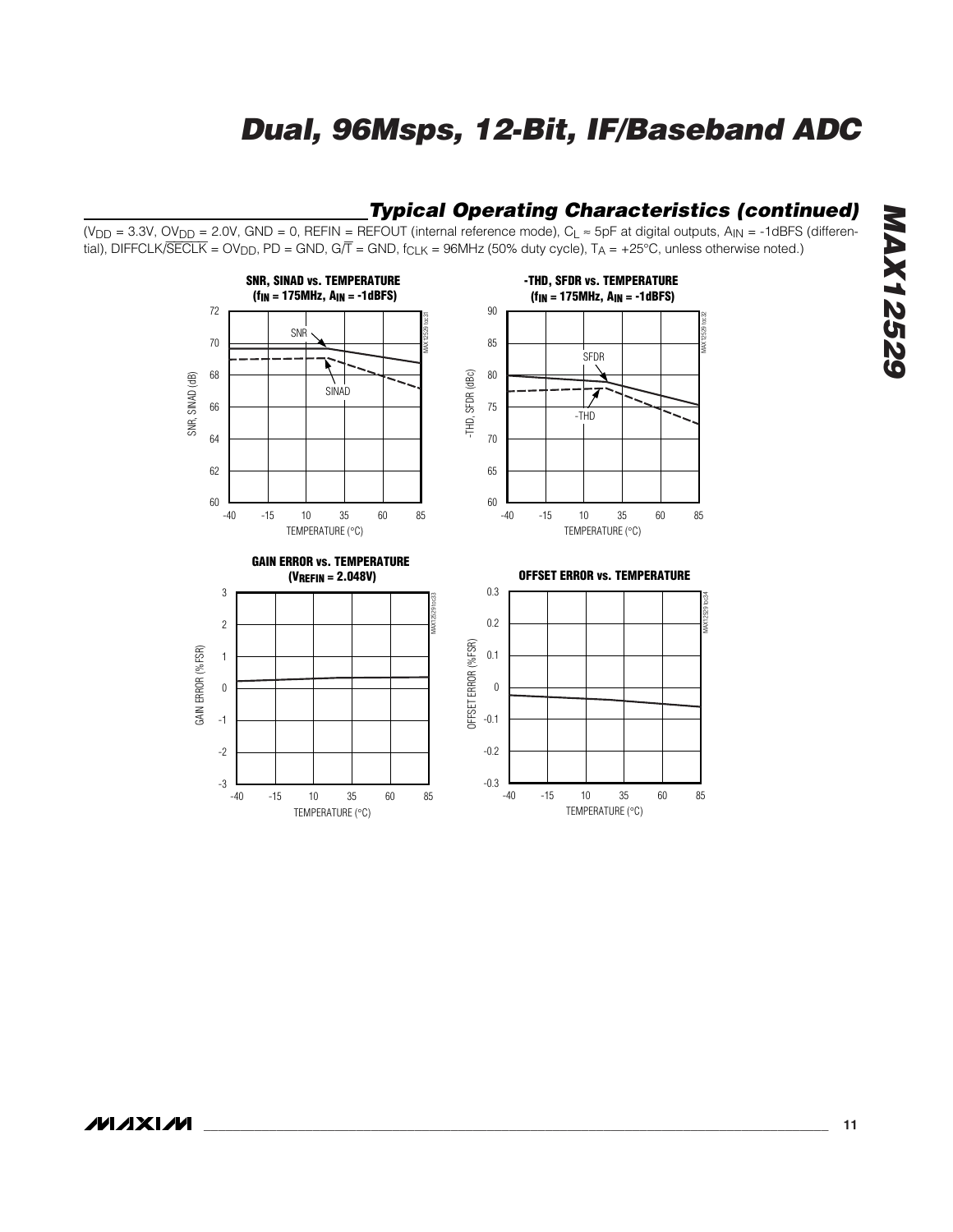## Typical Operating Characteristics (continued)

($V_{DD}$ = 3.3V, $OV_{DD}$ = 2.0V, GND = 0, REFIN = REFOUT (internal reference mode), $C_L$ ≈ 5pF at digital outputs, $A_{IN}$ = -1dBFS (differential), DIFFCLK/$\overline{\text{SECLK}}$ = $OV_{DD}$, PD = GND, G/$\overline{\text{T}}$ = GND, $f_{CLK}$ = 96MHz (50% duty cycle), $T_A$ = +25°C, unless otherwise noted.)

**SNR, SINAD vs. TEMPERATURE ($f_{IN}$ = 175MHz, $A_{IN}$ = -1dBFS)**

**-THD, SFDR vs. TEMPERATURE ($f_{IN}$ = 175MHz, $A_{IN}$ = -1dBFS)**

**GAIN ERROR vs. TEMPERATURE ($V_{REFIN}$ = 2.048V)**

**OFFSET ERROR vs. TEMPERATURE**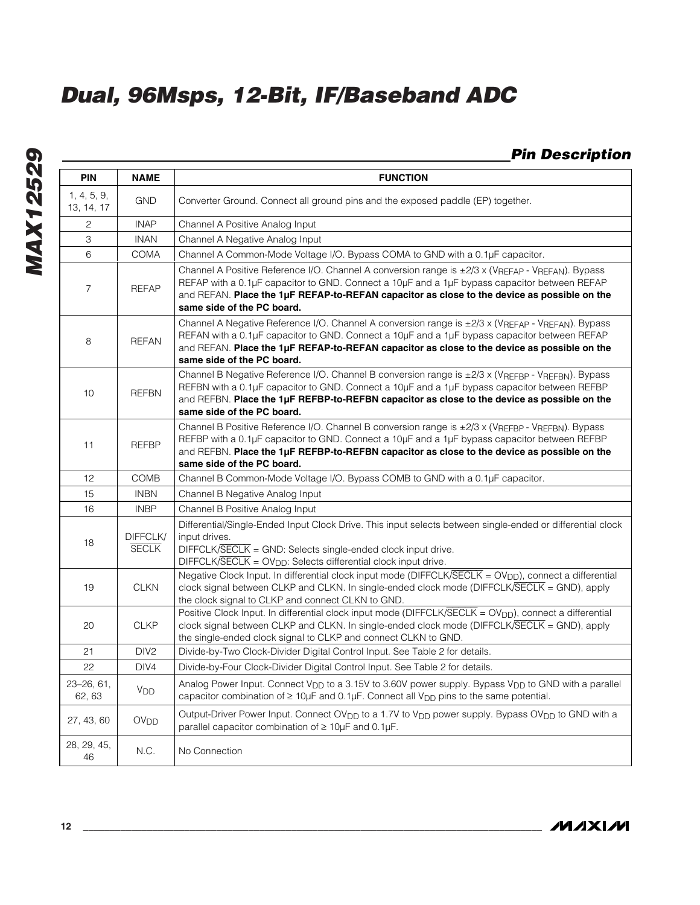## Pin Description

| PIN | NAME | FUNCTION |
|---|---|---|
| 1, 4, 5, 9, 13, 14, 17 | GND | Converter Ground. Connect all ground pins and the exposed paddle (EP) together. |
| 2 | INAP | Channel A Positive Analog Input |
| 3 | INAN | Channel A Negative Analog Input |
| 6 | COMA | Channel A Common-Mode Voltage I/O. Bypass COMA to GND with a 0.1µF capacitor. |
| 7 | REFAP | Channel A Positive Reference I/O. Channel A conversion range is ±2/3 x ($V_{REFAP}$ - $V_{REFAN}$). Bypass REFAP with a 0.1µF capacitor to GND. Connect a 10µF and a 1µF bypass capacitor between REFAP and REFAN. **Place the 1µF REFAP-to-REFAN capacitor as close to the device as possible on the same side of the PC board.** |
| 8 | REFAN | Channel A Negative Reference I/O. Channel A conversion range is ±2/3 x ($V_{REFAP}$ - $V_{REFAN}$). Bypass REFAN with a 0.1µF capacitor to GND. Connect a 10µF and a 1µF bypass capacitor between REFAP and REFAN. **Place the 1µF REFAP-to-REFAN capacitor as close to the device as possible on the same side of the PC board.** |
| 10 | REFBN | Channel B Negative Reference I/O. Channel B conversion range is ±2/3 x ($V_{REFBP}$ - $V_{REFBN}$). Bypass REFBN with a 0.1µF capacitor to GND. Connect a 10µF and a 1µF bypass capacitor between REFBP and REFBN. **Place the 1µF REFBP-to-REFBN capacitor as close to the device as possible on the same side of the PC board.** |
| 11 | REFBP | Channel B Positive Reference I/O. Channel B conversion range is ±2/3 x ($V_{REFBP}$ - $V_{REFBN}$). Bypass REFBP with a 0.1µF capacitor to GND. Connect a 10µF and a 1µF bypass capacitor between REFBP and REFBN. **Place the 1µF REFBP-to-REFBN capacitor as close to the device as possible on the same side of the PC board.** |
| 12 | COMB | Channel B Common-Mode Voltage I/O. Bypass COMB to GND with a 0.1µF capacitor. |
| 15 | INBN | Channel B Negative Analog Input |
| 16 | INBP | Channel B Positive Analog Input |
| 18 | DIFFCLK/$\overline{\text{SECLK}}$ | Differential/Single-Ended Input Clock Drive. This input selects between single-ended or differential clock input drives.<br>DIFFCLK/$\overline{\text{SECLK}}$ = GND: Selects single-ended clock input drive.<br>DIFFCLK/$\overline{\text{SECLK}}$ = $OV_{DD}$: Selects differential clock input drive. |
| 19 | CLKN | Negative Clock Input. In differential clock input mode (DIFFCLK/$\overline{\text{SECLK}}$ = $OV_{DD}$), connect a differential clock signal between CLKP and CLKN. In single-ended clock mode (DIFFCLK/$\overline{\text{SECLK}}$ = GND), apply the clock signal to CLKP and connect CLKN to GND. |
| 20 | CLKP | Positive Clock Input. In differential clock input mode (DIFFCLK/$\overline{\text{SECLK}}$ = $OV_{DD}$), connect a differential clock signal between CLKP and CLKN. In single-ended clock mode (DIFFCLK/$\overline{\text{SECLK}}$ = GND), apply the single-ended clock signal to CLKP and connect CLKN to GND. |
| 21 | DIV2 | Divide-by-Two Clock-Divider Digital Control Input. See Table 2 for details. |
| 22 | DIV4 | Divide-by-Four Clock-Divider Digital Control Input. See Table 2 for details. |
| 23–26, 61, 62, 63 | $V_{DD}$ | Analog Power Input. Connect $V_{DD}$ to a 3.15V to 3.60V power supply. Bypass $V_{DD}$ to GND with a parallel capacitor combination of ≥ 10µF and 0.1µF. Connect all $V_{DD}$ pins to the same potential. |
| 27, 43, 60 | $OV_{DD}$ | Output-Driver Power Input. Connect $OV_{DD}$ to a 1.7V to $V_{DD}$ power supply. Bypass $OV_{DD}$ to GND with a parallel capacitor combination of ≥ 10µF and 0.1µF. |
| 28, 29, 45, 46 | N.C. | No Connection |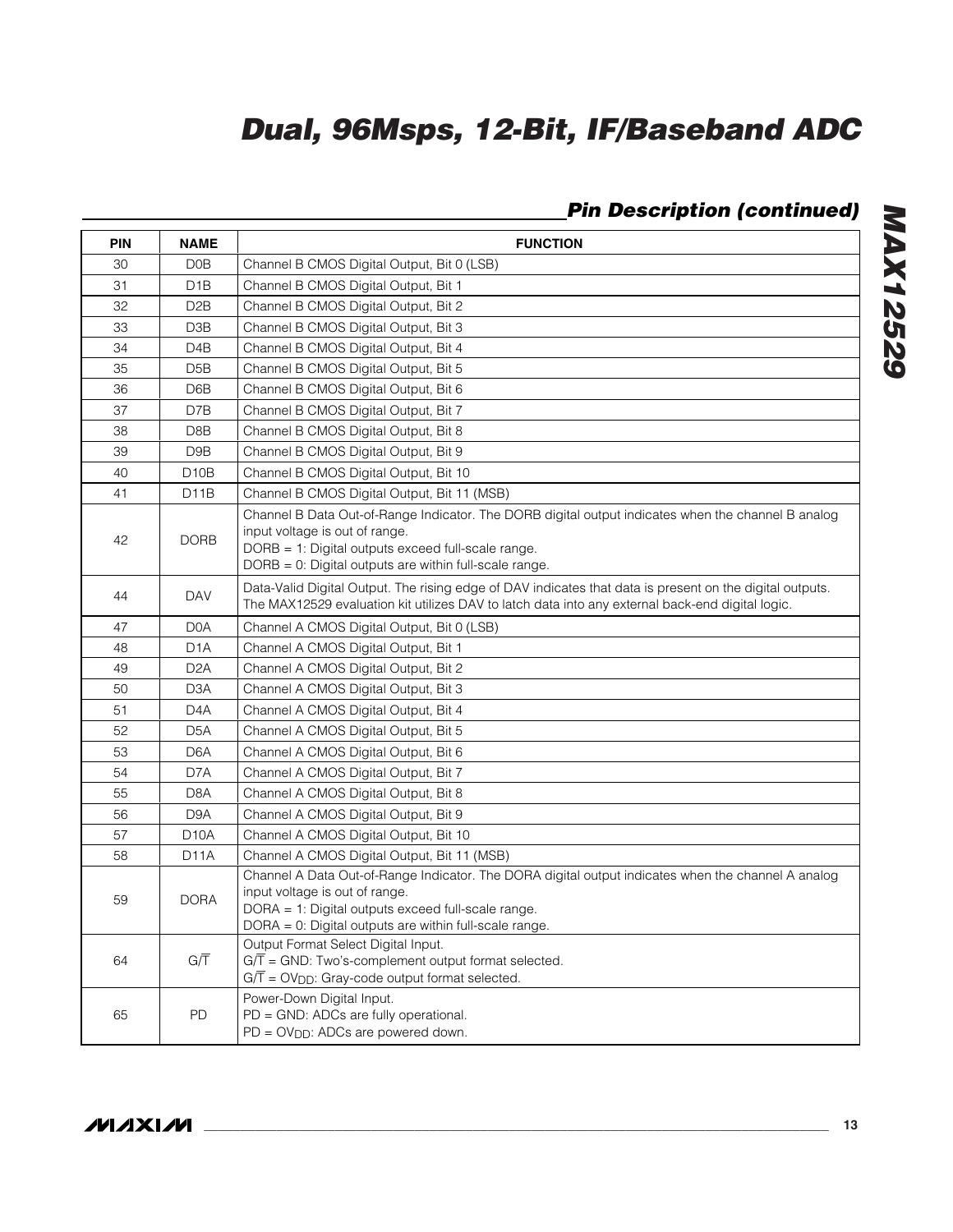## Pin Description (continued)

| PIN | NAME | FUNCTION |
|---|---|---|
| 30 | D0B | Channel B CMOS Digital Output, Bit 0 (LSB) |
| 31 | D1B | Channel B CMOS Digital Output, Bit 1 |
| 32 | D2B | Channel B CMOS Digital Output, Bit 2 |
| 33 | D3B | Channel B CMOS Digital Output, Bit 3 |
| 34 | D4B | Channel B CMOS Digital Output, Bit 4 |
| 35 | D5B | Channel B CMOS Digital Output, Bit 5 |
| 36 | D6B | Channel B CMOS Digital Output, Bit 6 |
| 37 | D7B | Channel B CMOS Digital Output, Bit 7 |
| 38 | D8B | Channel B CMOS Digital Output, Bit 8 |
| 39 | D9B | Channel B CMOS Digital Output, Bit 9 |
| 40 | D10B | Channel B CMOS Digital Output, Bit 10 |
| 41 | D11B | Channel B CMOS Digital Output, Bit 11 (MSB) |
| 42 | DORB | Channel B Data Out-of-Range Indicator. The DORB digital output indicates when the channel B analog input voltage is out of range.<br>DORB = 1: Digital outputs exceed full-scale range.<br>DORB = 0: Digital outputs are within full-scale range. |
| 44 | DAV | Data-Valid Digital Output. The rising edge of DAV indicates that data is present on the digital outputs. The MAX12529 evaluation kit utilizes DAV to latch data into any external back-end digital logic. |
| 47 | D0A | Channel A CMOS Digital Output, Bit 0 (LSB) |
| 48 | D1A | Channel A CMOS Digital Output, Bit 1 |
| 49 | D2A | Channel A CMOS Digital Output, Bit 2 |
| 50 | D3A | Channel A CMOS Digital Output, Bit 3 |
| 51 | D4A | Channel A CMOS Digital Output, Bit 4 |
| 52 | D5A | Channel A CMOS Digital Output, Bit 5 |
| 53 | D6A | Channel A CMOS Digital Output, Bit 6 |
| 54 | D7A | Channel A CMOS Digital Output, Bit 7 |
| 55 | D8A | Channel A CMOS Digital Output, Bit 8 |
| 56 | D9A | Channel A CMOS Digital Output, Bit 9 |
| 57 | D10A | Channel A CMOS Digital Output, Bit 10 |
| 58 | D11A | Channel A CMOS Digital Output, Bit 11 (MSB) |
| 59 | DORA | Channel A Data Out-of-Range Indicator. The DORA digital output indicates when the channel A analog input voltage is out of range.<br>DORA = 1: Digital outputs exceed full-scale range.<br>DORA = 0: Digital outputs are within full-scale range. |
| 64 | $G/\overline{T}$ | Output Format Select Digital Input.<br>$G/\overline{T}$ = GND: Two's-complement output format selected.<br>$G/\overline{T}$ = $OV_{DD}$: Gray-code output format selected. |
| 65 | PD | Power-Down Digital Input.<br>PD = GND: ADCs are fully operational.<br>PD = $OV_{DD}$: ADCs are powered down. |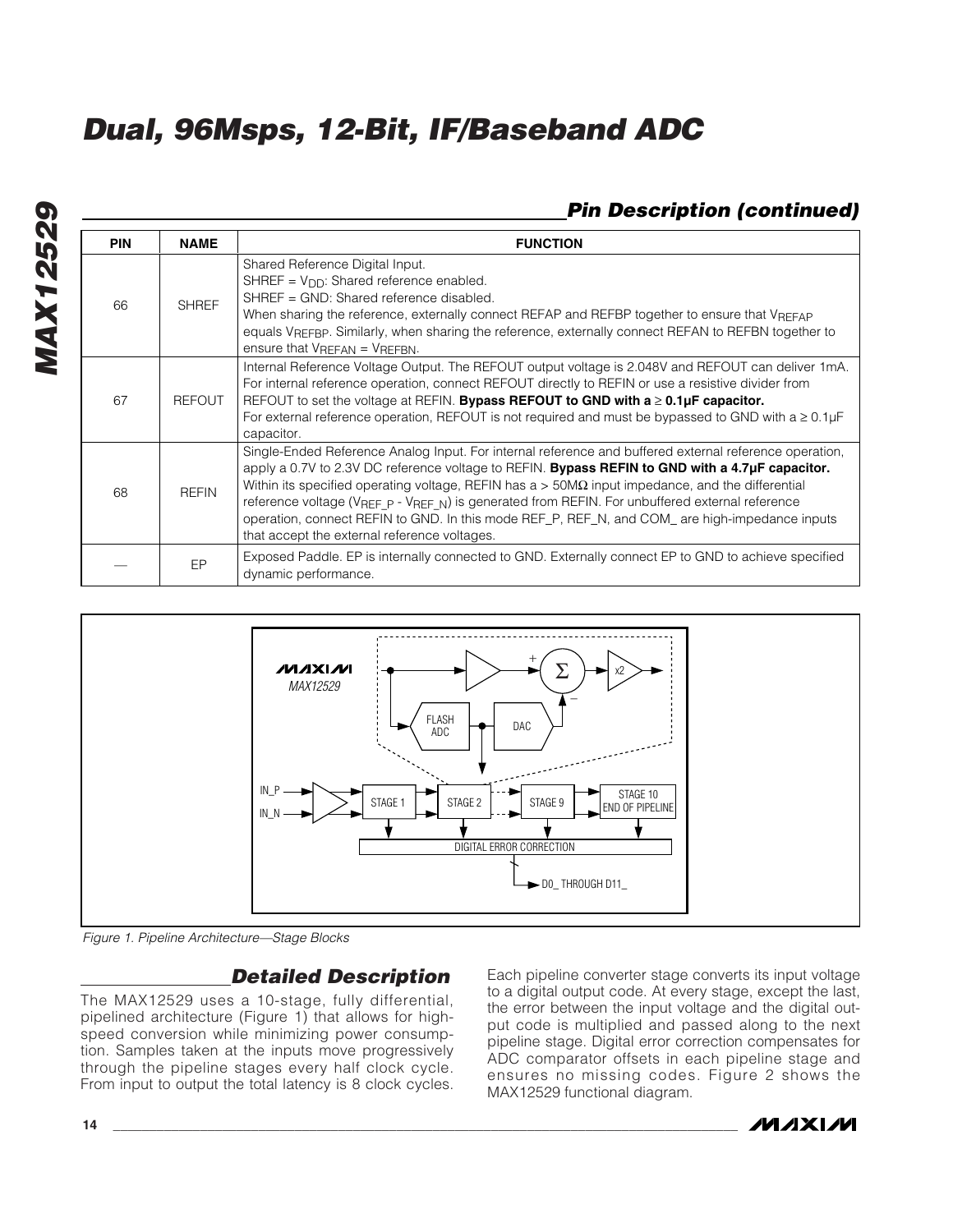## Pin Description (continued)

| PIN | NAME | FUNCTION |
|---|---|---|
| 66 | SHREF | Shared Reference Digital Input.<br>SHREF = $V_{DD}$: Shared reference enabled.<br>SHREF = GND: Shared reference disabled.<br>When sharing the reference, externally connect REFAP and REFBP together to ensure that $V_{REFAP}$ equals $V_{REFBP}$. Similarly, when sharing the reference, externally connect REFAN to REFBN together to ensure that $V_{REFAN} = V_{REFBN}$. |
| 67 | REFOUT | Internal Reference Voltage Output. The REFOUT output voltage is 2.048V and REFOUT can deliver 1mA. For internal reference operation, connect REFOUT directly to REFIN or use a resistive divider from REFOUT to set the voltage at REFIN. **Bypass REFOUT to GND with a ≥ 0.1µF capacitor.**<br>For external reference operation, REFOUT is not required and must be bypassed to GND with a ≥ 0.1µF capacitor. |
| 68 | REFIN | Single-Ended Reference Analog Input. For internal reference and buffered external reference operation, apply a 0.7V to 2.3V DC reference voltage to REFIN. **Bypass REFIN to GND with a 4.7µF capacitor.** Within its specified operating voltage, REFIN has a > 50MΩ input impedance, and the differential reference voltage ($V_{REF\_P}$ - $V_{REF\_N}$) is generated from REFIN. For unbuffered external reference operation, connect REFIN to GND. In this mode REF_P, REF_N, and COM_ are high-impedance inputs that accept the external reference voltages. |
| — | EP | Exposed Paddle. EP is internally connected to GND. Externally connect EP to GND to achieve specified dynamic performance. |

*Figure 1. Pipeline Architecture—Stage Blocks*

## Detailed Description

The MAX12529 uses a 10-stage, fully differential, pipelined architecture (Figure 1) that allows for high-speed conversion while minimizing power consumption. Samples taken at the inputs move progressively through the pipeline stages every half clock cycle. From input to output the total latency is 8 clock cycles.

Each pipeline converter stage converts its input voltage to a digital output code. At every stage, except the last, the error between the input voltage and the digital output code is multiplied and passed along to the next pipeline stage. Digital error correction compensates for ADC comparator offsets in each pipeline stage and ensures no missing codes. Figure 2 shows the MAX12529 functional diagram.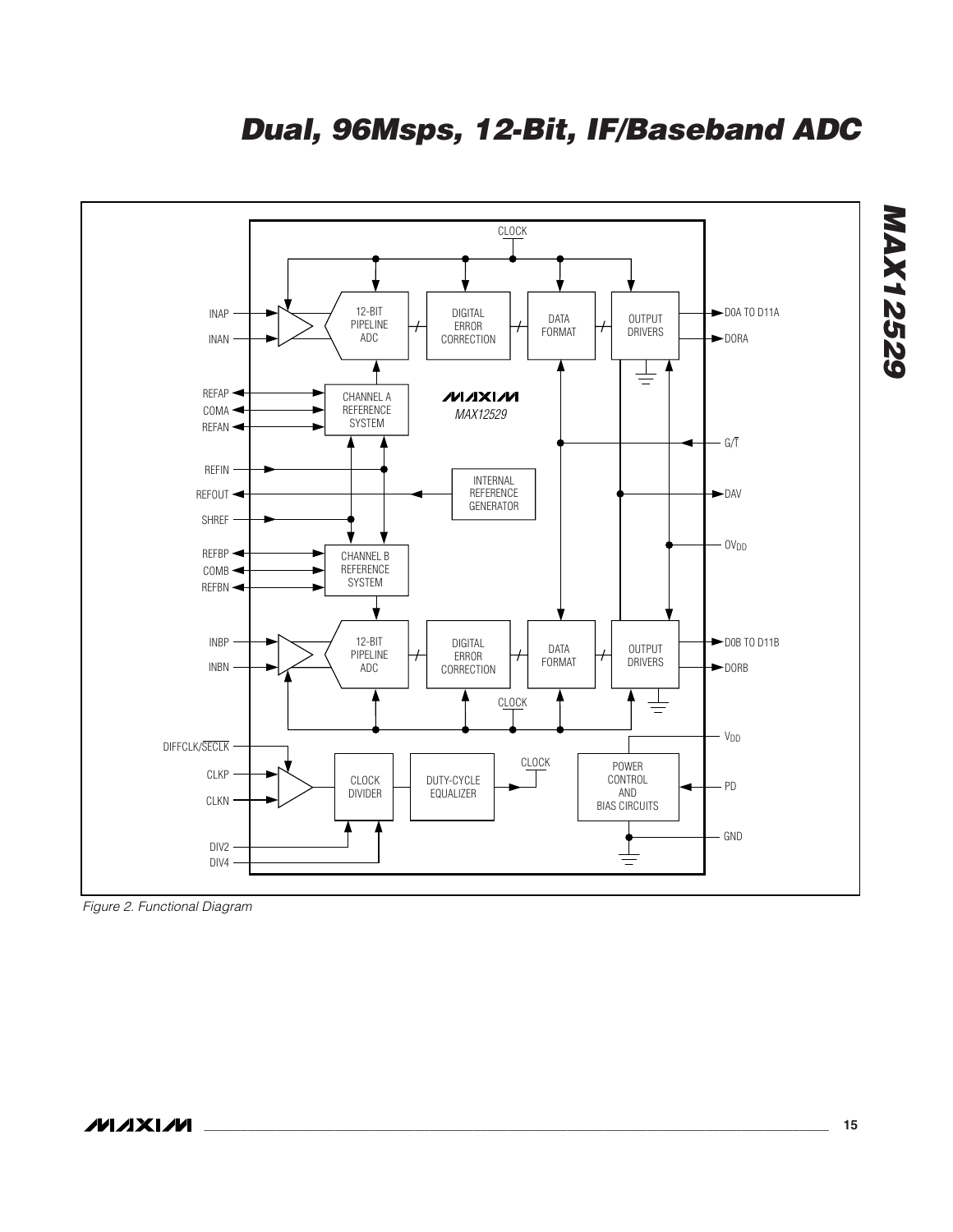Figure 2. Functional Diagram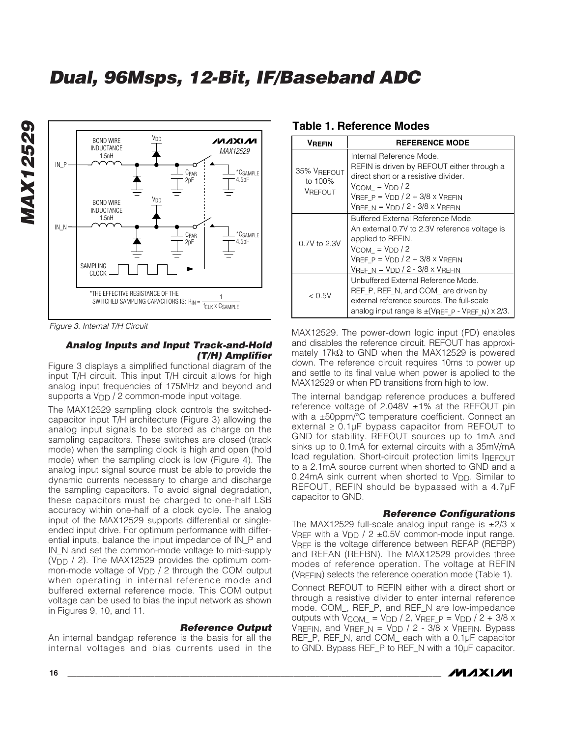# Dual, 96Msps, 12-Bit, IF/Baseband ADC

*THE EFFECTIVE RESISTANCE OF THE SWITCHED SAMPLING CAPACITORS IS: $R_{IN} = \frac{1}{f_{CLK} \times C_{SAMPLE}}$

*Figure 3. Internal T/H Circuit*

### *Analog Inputs and Input Track-and-Hold (T/H) Amplifier*

Figure 3 displays a simplified functional diagram of the input T/H circuit. This input T/H circuit allows for high analog input frequencies of 175MHz and beyond and supports a $V_{DD}$ / 2 common-mode input voltage.

The MAX12529 sampling clock controls the switched-capacitor input T/H architecture (Figure 3) allowing the analog input signals to be stored as charge on the sampling capacitors. These switches are closed (track mode) when the sampling clock is high and open (hold mode) when the sampling clock is low (Figure 4). The analog input signal source must be able to provide the dynamic currents necessary to charge and discharge the sampling capacitors. To avoid signal degradation, these capacitors must be charged to one-half LSB accuracy within one-half of a clock cycle. The analog input of the MAX12529 supports differential or single-ended input drive. For optimum performance with differential inputs, balance the input impedance of IN_P and IN_N and set the common-mode voltage to mid-supply ($V_{DD}$ / 2). The MAX12529 provides the optimum common-mode voltage of $V_{DD}$ / 2 through the COM output when operating in internal reference mode and buffered external reference mode. This COM output voltage can be used to bias the input network as shown in Figures 9, 10, and 11.

### *Reference Output*

An internal bandgap reference is the basis for all the internal voltages and bias currents used in the MAX12529. The power-down logic input (PD) enables and disables the reference circuit. REFOUT has approximately 17kΩ to GND when the MAX12529 is powered down. The reference circuit requires 10ms to power up and settle to its final value when power is applied to the MAX12529 or when PD transitions from high to low.

The internal bandgap reference produces a buffered reference voltage of 2.048V ±1% at the REFOUT pin with a ±50ppm/°C temperature coefficient. Connect an external ≥ 0.1µF bypass capacitor from REFOUT to GND for stability. REFOUT sources up to 1mA and sinks up to 0.1mA for external circuits with a 35mV/mA load regulation. Short-circuit protection limits $I_{REFOUT}$ to a 2.1mA source current when shorted to GND and a 0.24mA sink current when shorted to $V_{DD}$. Similar to REFOUT, REFIN should be bypassed with a 4.7µF capacitor to GND.

## Table 1. Reference Modes

| $V_{REFIN}$ | REFERENCE MODE |
|---|---|
| 35% $V_{REFOUT}$ to 100% $V_{REFOUT}$ | Internal Reference Mode.<br>REFIN is driven by REFOUT either through a direct short or a resistive divider.<br>$V_{COM\_} = V_{DD} / 2$<br>$V_{REF\_P} = V_{DD} / 2 + 3/8 \times V_{REFIN}$<br>$V_{REF\_N} = V_{DD} / 2 - 3/8 \times V_{REFIN}$ |
| 0.7V to 2.3V | Buffered External Reference Mode.<br>An external 0.7V to 2.3V reference voltage is applied to REFIN.<br>$V_{COM\_} = V_{DD} / 2$<br>$V_{REF\_P} = V_{DD} / 2 + 3/8 \times V_{REFIN}$<br>$V_{REF\_N} = V_{DD} / 2 - 3/8 \times V_{REFIN}$ |
| < 0.5V | Unbuffered External Reference Mode.<br>REF_P, REF_N, and COM_ are driven by external reference sources. The full-scale analog input range is ±($V_{REF\_P}$ - $V_{REF\_N}$) x 2/3. |

### *Reference Configurations*

The MAX12529 full-scale analog input range is ±2/3 x $V_{REF}$ with a $V_{DD}$ / 2 ±0.5V common-mode input range. $V_{REF}$ is the voltage difference between REFAP (REFBP) and REFAN (REFBN). The MAX12529 provides three modes of reference operation. The voltage at REFIN ($V_{REFIN}$) selects the reference operation mode (Table 1).

Connect REFOUT to REFIN either with a direct short or through a resistive divider to enter internal reference mode. COM_, REF_P, and REF_N are low-impedance outputs with $V_{COM\_} = V_{DD} / 2$, $V_{REF\_P} = V_{DD} / 2 + 3/8 \times V_{REFIN}$, and $V_{REF\_N} = V_{DD} / 2 - 3/8 \times V_{REFIN}$. Bypass REF_P, REF_N, and COM_ each with a 0.1µF capacitor to GND. Bypass REF_P to REF_N with a 10µF capacitor.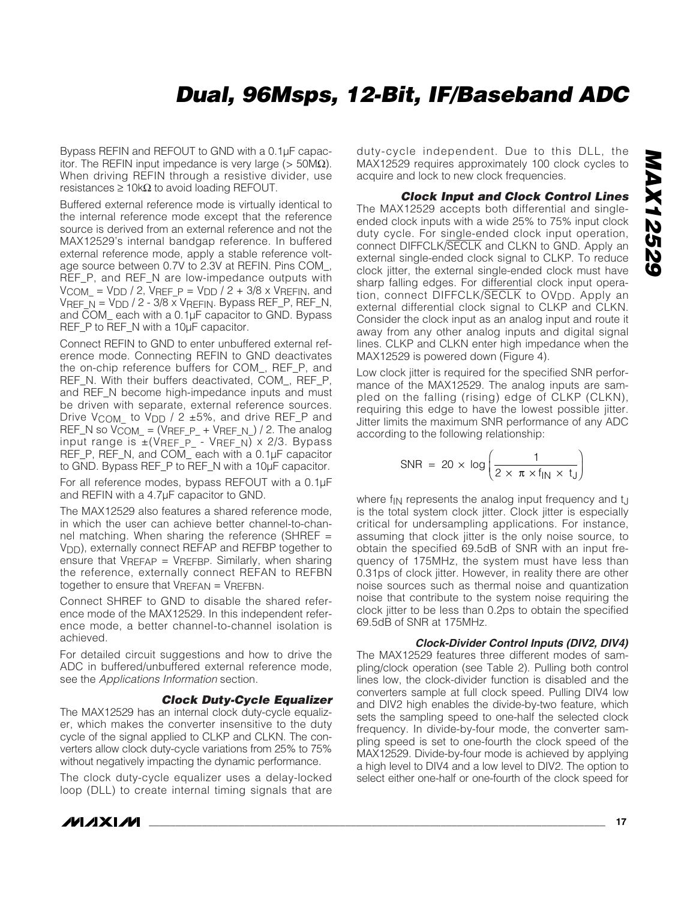Bypass REFIN and REFOUT to GND with a 0.1µF capacitor. The REFIN input impedance is very large (> 50MΩ). When driving REFIN through a resistive divider, use resistances ≥ 10kΩ to avoid loading REFOUT.

Buffered external reference mode is virtually identical to the internal reference mode except that the reference source is derived from an external reference and not the MAX12529's internal bandgap reference. In buffered external reference mode, apply a stable reference voltage source between 0.7V to 2.3V at REFIN. Pins COM_, REF_P, and REF_N are low-impedance outputs with $V_{COM\_} = V_{DD} / 2$, $V_{REF\_P} = V_{DD} / 2 + 3/8 \times V_{REFIN}$, and $V_{REF\_N} = V_{DD} / 2 - 3/8 \times V_{REFIN}$. Bypass REF_P, REF_N, and COM_ each with a 0.1µF capacitor to GND. Bypass REF_P to REF_N with a 10µF capacitor.

Connect REFIN to GND to enter unbuffered external reference mode. Connecting REFIN to GND deactivates the on-chip reference buffers for COM_, REF_P, and REF_N. With their buffers deactivated, COM_, REF_P, and REF_N become high-impedance inputs and must be driven with separate, external reference sources. Drive $V_{COM\_}$ to $V_{DD} / 2 \pm 5\%$, and drive REF_P and REF_N so $V_{COM\_} = (V_{REF\_P} + V_{REF\_N}) / 2$. The analog input range is $\pm(V_{REF\_P} - V_{REF\_N}) \times 2/3$. Bypass REF_P, REF_N, and COM_ each with a 0.1µF capacitor to GND. Bypass REF_P to REF_N with a 10µF capacitor.

For all reference modes, bypass REFOUT with a 0.1µF and REFIN with a 4.7µF capacitor to GND.

The MAX12529 also features a shared reference mode, in which the user can achieve better channel-to-channel matching. When sharing the reference (SHREF = $V_{DD}$), externally connect REFAP and REFBP together to ensure that $V_{REFAP} = V_{REFBP}$. Similarly, when sharing the reference, externally connect REFAN to REFBN together to ensure that $V_{REFAN} = V_{REFBN}$.

Connect SHREF to GND to disable the shared reference mode of the MAX12529. In this independent reference mode, a better channel-to-channel isolation is achieved.

For detailed circuit suggestions and how to drive the ADC in buffered/unbuffered external reference mode, see the *Applications Information* section.

### Clock Duty-Cycle Equalizer

The MAX12529 has an internal clock duty-cycle equalizer, which makes the converter insensitive to the duty cycle of the signal applied to CLKP and CLKN. The converters allow clock duty-cycle variations from 25% to 75% without negatively impacting the dynamic performance.

The clock duty-cycle equalizer uses a delay-locked loop (DLL) to create internal timing signals that are duty-cycle independent. Due to this DLL, the MAX12529 requires approximately 100 clock cycles to acquire and lock to new clock frequencies.

### Clock Input and Clock Control Lines

The MAX12529 accepts both differential and single-ended clock inputs with a wide 25% to 75% input clock duty cycle. For single-ended clock input operation, connect DIFFCLK/$\overline{\text{SECLK}}$ and CLKN to GND. Apply an external single-ended clock signal to CLKP. To reduce clock jitter, the external single-ended clock must have sharp falling edges. For differential clock input operation, connect DIFFCLK/$\overline{\text{SECLK}}$ to $OV_{DD}$. Apply an external differential clock signal to CLKP and CLKN. Consider the clock input as an analog input and route it away from any other analog inputs and digital signal lines. CLKP and CLKN enter high impedance when the MAX12529 is powered down (Figure 4).

Low clock jitter is required for the specified SNR performance of the MAX12529. The analog inputs are sampled on the falling (rising) edge of CLKP (CLKN), requiring this edge to have the lowest possible jitter. Jitter limits the maximum SNR performance of any ADC according to the following relationship:

$$SNR = 20 \times \log\left(\frac{1}{2 \times \pi \times f_{IN} \times t_J}\right)$$

where $f_{IN}$ represents the analog input frequency and $t_J$ is the total system clock jitter. Clock jitter is especially critical for undersampling applications. For instance, assuming that clock jitter is the only noise source, to obtain the specified 69.5dB of SNR with an input frequency of 175MHz, the system must have less than 0.31ps of clock jitter. However, in reality there are other noise sources such as thermal noise and quantization noise that contribute to the system noise requiring the clock jitter to be less than 0.2ps to obtain the specified 69.5dB of SNR at 175MHz.

#### Clock-Divider Control Inputs (DIV2, DIV4)

The MAX12529 features three different modes of sampling/clock operation (see Table 2). Pulling both control lines low, the clock-divider function is disabled and the converters sample at full clock speed. Pulling DIV4 low and DIV2 high enables the divide-by-two feature, which sets the sampling speed to one-half the selected clock frequency. In divide-by-four mode, the converter sampling speed is set to one-fourth the clock speed of the MAX12529. Divide-by-four mode is achieved by applying a high level to DIV4 and a low level to DIV2. The option to select either one-half or one-fourth of the clock speed for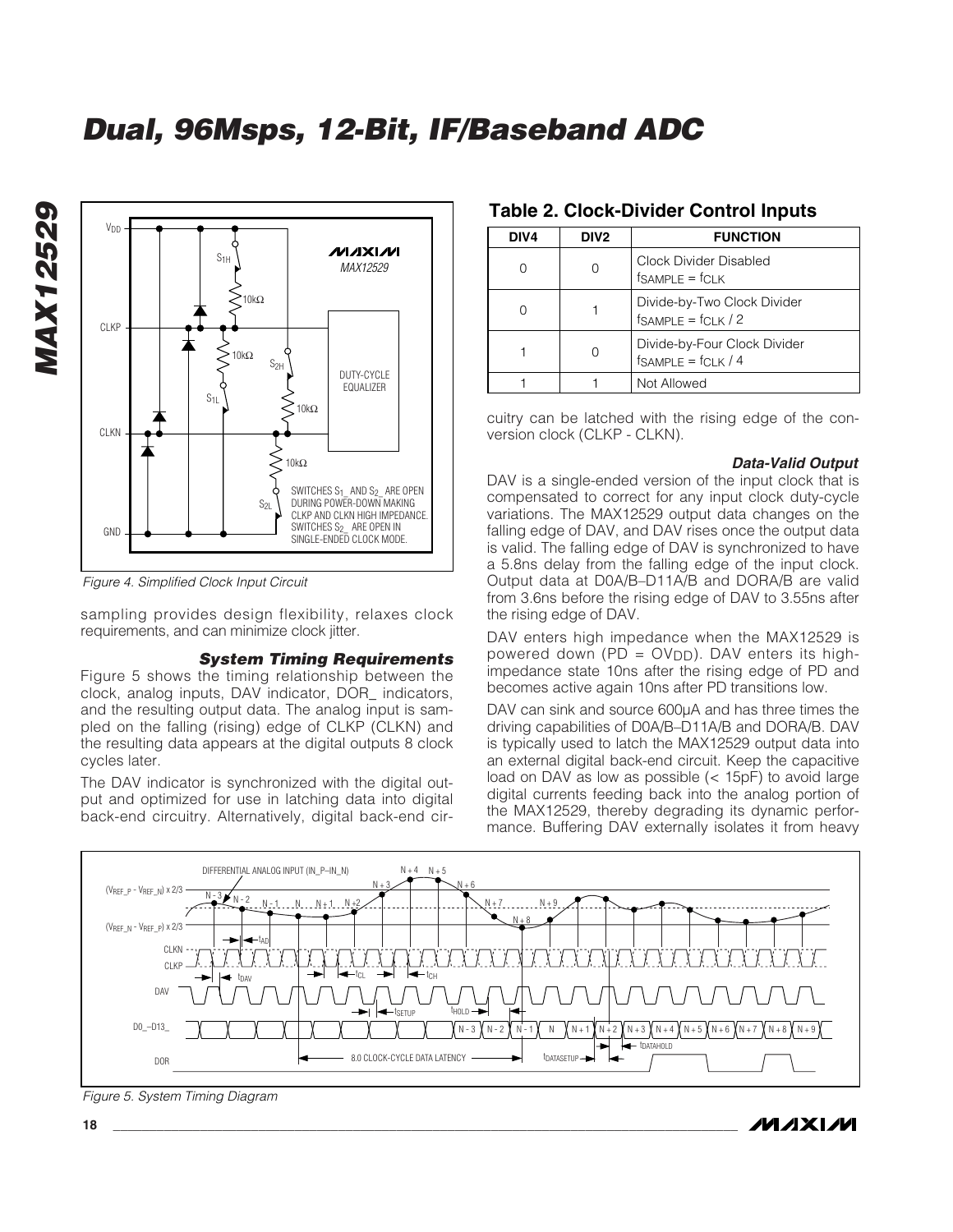Figure 4. Simplified Clock Input Circuit

sampling provides design flexibility, relaxes clock requirements, and can minimize clock jitter.

### *System Timing Requirements*

Figure 5 shows the timing relationship between the clock, analog inputs, DAV indicator, DOR_ indicators, and the resulting output data. The analog input is sampled on the falling (rising) edge of CLKP (CLKN) and the resulting data appears at the digital outputs 8 clock cycles later.

The DAV indicator is synchronized with the digital output and optimized for use in latching data into digital back-end circuitry. Alternatively, digital back-end circuitry can be latched with the rising edge of the conversion clock (CLKP - CLKN).

## Table 2. Clock-Divider Control Inputs

| DIV4 | DIV2 | FUNCTION |
|---|---|---|
| 0 | 0 | Clock Divider Disabled $f_{SAMPLE} = f_{CLK}$ |
| 0 | 1 | Divide-by-Two Clock Divider $f_{SAMPLE} = f_{CLK} / 2$ |
| 1 | 0 | Divide-by-Four Clock Divider $f_{SAMPLE} = f_{CLK} / 4$ |
| 1 | 1 | Not Allowed |

### *Data-Valid Output*

DAV is a single-ended version of the input clock that is compensated to correct for any input clock duty-cycle variations. The MAX12529 output data changes on the falling edge of DAV, and DAV rises once the output data is valid. The falling edge of DAV is synchronized to have a 5.8ns delay from the falling edge of the input clock. Output data at D0A/B–D11A/B and DORA/B are valid from 3.6ns before the rising edge of DAV to 3.55ns after the rising edge of DAV.

DAV enters high impedance when the MAX12529 is powered down (PD = $OV_{DD}$). DAV enters its high-impedance state 10ns after the rising edge of PD and becomes active again 10ns after PD transitions low.

DAV can sink and source 600µA and has three times the driving capabilities of D0A/B–D11A/B and DORA/B. DAV is typically used to latch the MAX12529 output data into an external digital back-end circuit. Keep the capacitive load on DAV as low as possible (< 15pF) to avoid large digital currents feeding back into the analog portion of the MAX12529, thereby degrading its dynamic performance. Buffering DAV externally isolates it from heavy

Figure 5. System Timing Diagram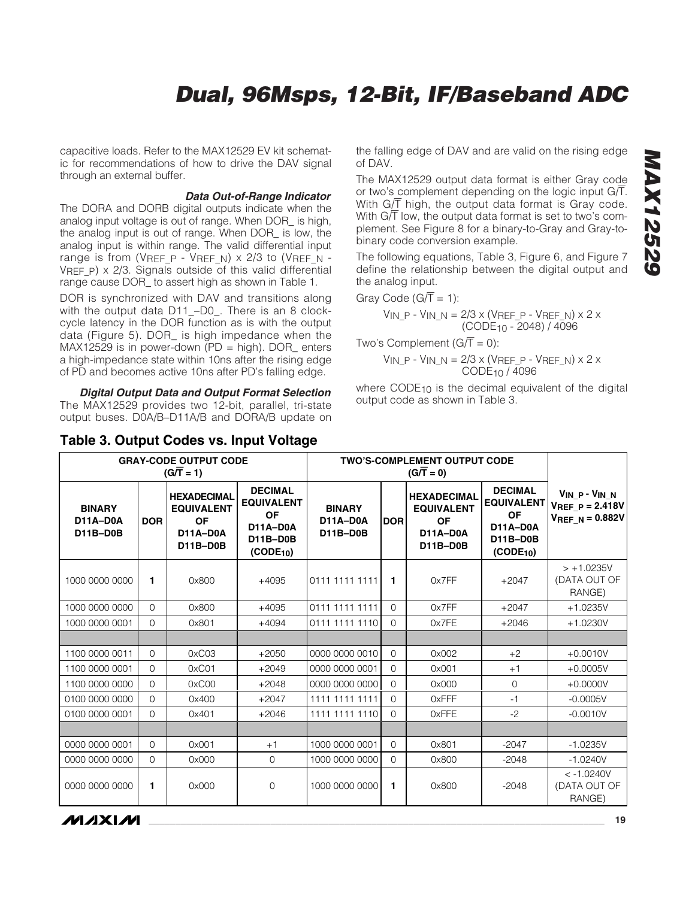capacitive loads. Refer to the MAX12529 EV kit schematic for recommendations of how to drive the DAV signal through an external buffer.

### *Data Out-of-Range Indicator*

The DORA and DORB digital outputs indicate when the analog input voltage is out of range. When DOR_ is high, the analog input is out of range. When DOR_ is low, the analog input is within range. The valid differential input range is from ($V_{REF\_P}$ - $V_{REF\_N}$) x 2/3 to ($V_{REF\_N}$ - $V_{REF\_P}$) x 2/3. Signals outside of this valid differential range cause DOR_ to assert high as shown in Table 1.

DOR is synchronized with DAV and transitions along with the output data D11_–D0_. There is an 8 clock-cycle latency in the DOR function as is with the output data (Figure 5). DOR_ is high impedance when the MAX12529 is in power-down (PD = high). DOR_ enters a high-impedance state within 10ns after the rising edge of PD and becomes active 10ns after PD's falling edge.

### *Digital Output Data and Output Format Selection*

The MAX12529 provides two 12-bit, parallel, tri-state output buses. D0A/B–D11A/B and DORA/B update on the falling edge of DAV and are valid on the rising edge of DAV.

The MAX12529 output data format is either Gray code or two's complement depending on the logic input $G/\overline{T}$. With $G/\overline{T}$ high, the output data format is Gray code. With $G/\overline{T}$ low, the output data format is set to two's complement. See Figure 8 for a binary-to-Gray and Gray-to-binary code conversion example.

The following equations, Table 3, Figure 6, and Figure 7 define the relationship between the digital output and the analog input.

Gray Code ($G/\overline{T}$ = 1):

$$V_{IN\_P} - V_{IN\_N} = 2/3 \times (V_{REF\_P} - V_{REF\_N}) \times 2 \times (CODE_{10} - 2048) / 4096$$

Two's Complement ($G/\overline{T}$ = 0):

$$V_{IN\_P} - V_{IN\_N} = 2/3 \times (V_{REF\_P} - V_{REF\_N}) \times 2 \times CODE_{10} / 4096$$

where $CODE_{10}$ is the decimal equivalent of the digital output code as shown in Table 3.

## Table 3. Output Codes vs. Input Voltage

| GRAY-CODE OUTPUT CODE ($G/\overline{T}$ = 1) | | | | TWO'S-COMPLEMENT OUTPUT CODE ($G/\overline{T}$ = 0) | | | | |
|---|---|---|---|---|---|---|---|---|
| **BINARY D11A–D0A D11B–D0B** | **DOR** | **HEXADECIMAL EQUIVALENT OF D11A–D0A D11B–D0B** | **DECIMAL EQUIVALENT OF D11A–D0A D11B–D0B ($CODE_{10}$)** | **BINARY D11A–D0A D11B–D0B** | **DOR** | **HEXADECIMAL EQUIVALENT OF D11A–D0A D11B–D0B** | **DECIMAL EQUIVALENT OF D11A–D0A D11B–D0B ($CODE_{10}$)** | **$V_{IN\_P}$ - $V_{IN\_N}$ $V_{REF\_P}$ = 2.418V $V_{REF\_N}$ = 0.882V** |
| 1000 0000 0000 | **1** | 0x800 | +4095 | 0111 1111 1111 | **1** | 0x7FF | +2047 | > +1.0235V (DATA OUT OF RANGE) |
| 1000 0000 0000 | 0 | 0x800 | +4095 | 0111 1111 1111 | 0 | 0x7FF | +2047 | +1.0235V |
| 1000 0000 0001 | 0 | 0x801 | +4094 | 0111 1111 1110 | 0 | 0x7FE | +2046 | +1.0230V |
| | | | | | | | | |
| 1100 0000 0011 | 0 | 0xC03 | +2050 | 0000 0000 0010 | 0 | 0x002 | +2 | +0.0010V |
| 1100 0000 0001 | 0 | 0xC01 | +2049 | 0000 0000 0001 | 0 | 0x001 | +1 | +0.0005V |
| 1100 0000 0000 | 0 | 0xC00 | +2048 | 0000 0000 0000 | 0 | 0x000 | 0 | +0.0000V |
| 0100 0000 0000 | 0 | 0x400 | +2047 | 1111 1111 1111 | 0 | 0xFFF | -1 | -0.0005V |
| 0100 0000 0001 | 0 | 0x401 | +2046 | 1111 1111 1110 | 0 | 0xFFE | -2 | -0.0010V |
| | | | | | | | | |
| 0000 0000 0001 | 0 | 0x001 | +1 | 1000 0000 0001 | 0 | 0x801 | -2047 | -1.0235V |
| 0000 0000 0000 | 0 | 0x000 | 0 | 1000 0000 0000 | 0 | 0x800 | -2048 | -1.0240V |
| 0000 0000 0000 | **1** | 0x000 | 0 | 1000 0000 0000 | **1** | 0x800 | -2048 | < -1.0240V (DATA OUT OF RANGE) |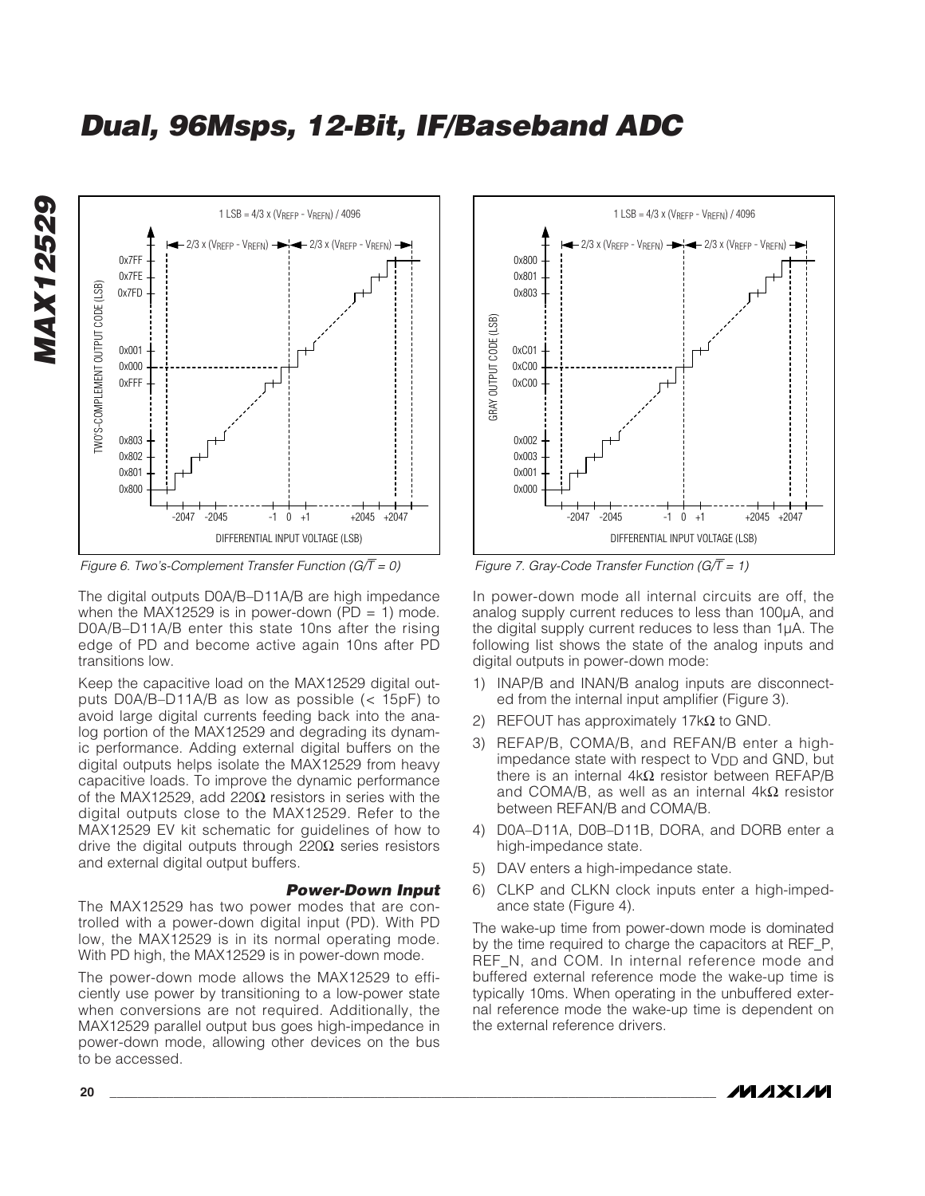# Dual, 96Msps, 12-Bit, IF/Baseband ADC

Figure 6. Two's-Complement Transfer Function ($G/\overline{T} = 0$)

Figure 7. Gray-Code Transfer Function ($G/\overline{T} = 1$)

The digital outputs D0A/B–D11A/B are high impedance when the MAX12529 is in power-down (PD = 1) mode. D0A/B–D11A/B enter this state 10ns after the rising edge of PD and become active again 10ns after PD transitions low.

Keep the capacitive load on the MAX12529 digital outputs D0A/B–D11A/B as low as possible (< 15pF) to avoid large digital currents feeding back into the analog portion of the MAX12529 and degrading its dynamic performance. Adding external digital buffers on the digital outputs helps isolate the MAX12529 from heavy capacitive loads. To improve the dynamic performance of the MAX12529, add 220Ω resistors in series with the digital outputs close to the MAX12529. Refer to the MAX12529 EV kit schematic for guidelines of how to drive the digital outputs through 220Ω series resistors and external digital output buffers.

### Power-Down Input

The MAX12529 has two power modes that are controlled with a power-down digital input (PD). With PD low, the MAX12529 is in its normal operating mode. With PD high, the MAX12529 is in power-down mode.

The power-down mode allows the MAX12529 to efficiently use power by transitioning to a low-power state when conversions are not required. Additionally, the MAX12529 parallel output bus goes high-impedance in power-down mode, allowing other devices on the bus to be accessed.

In power-down mode all internal circuits are off, the analog supply current reduces to less than 100µA, and the digital supply current reduces to less than 1µA. The following list shows the state of the analog inputs and digital outputs in power-down mode:

1) INAP/B and INAN/B analog inputs are disconnected from the internal input amplifier (Figure 3).
2) REFOUT has approximately 17kΩ to GND.
3) REFAP/B, COMA/B, and REFAN/B enter a high-impedance state with respect to $V_{DD}$ and GND, but there is an internal 4kΩ resistor between REFAP/B and COMA/B, as well as an internal 4kΩ resistor between REFAN/B and COMA/B.
4) D0A–D11A, D0B–D11B, DORA, and DORB enter a high-impedance state.
5) DAV enters a high-impedance state.
6) CLKP and CLKN clock inputs enter a high-impedance state (Figure 4).

The wake-up time from power-down mode is dominated by the time required to charge the capacitors at REF_P, REF_N, and COM. In internal reference mode and buffered external reference mode the wake-up time is typically 10ms. When operating in the unbuffered external reference mode the wake-up time is dependent on the external reference drivers.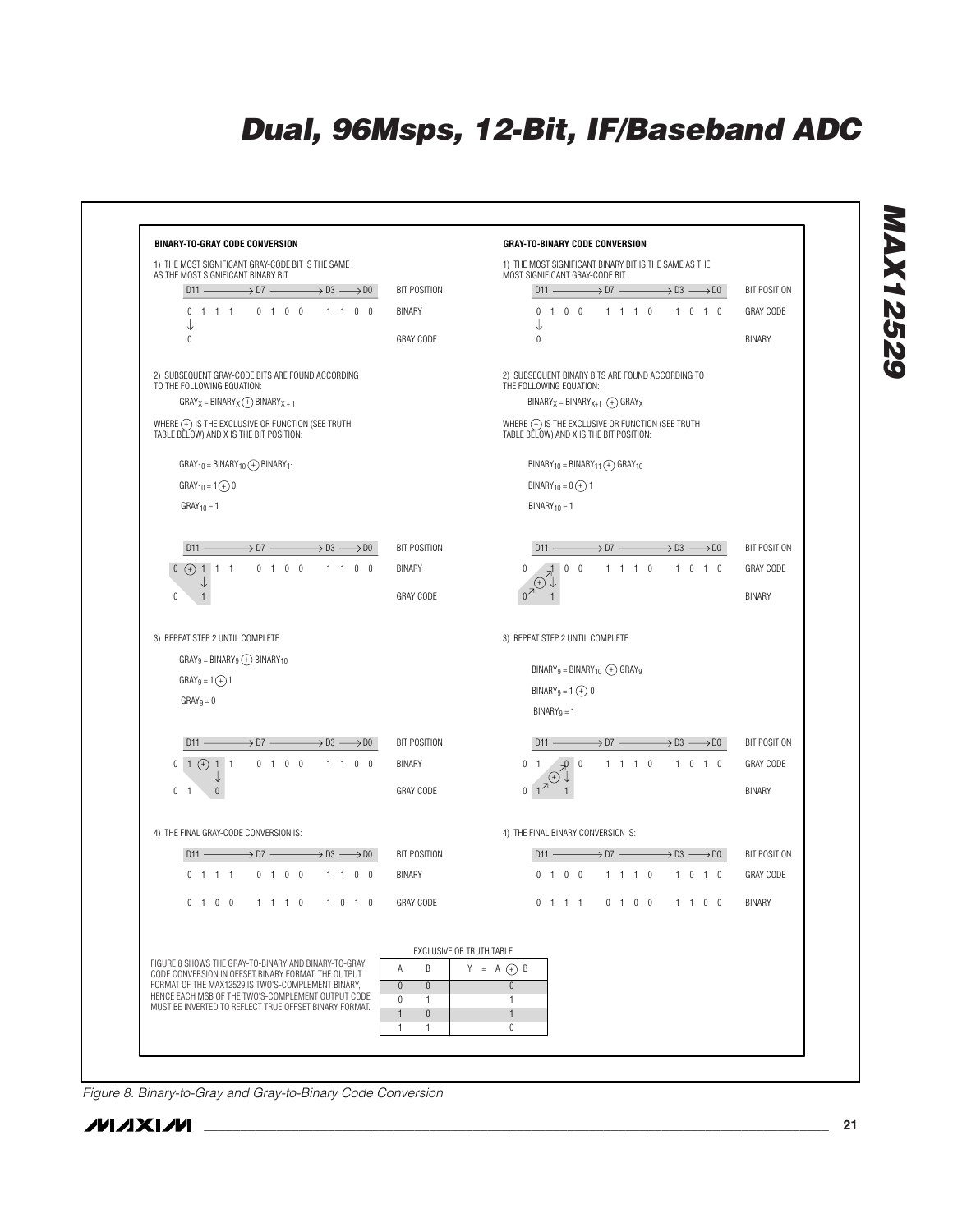## BINARY-TO-GRAY CODE CONVERSION

1) THE MOST SIGNIFICANT GRAY-CODE BIT IS THE SAME AS THE MOST SIGNIFICANT BINARY BIT.

| D11 → D7 → D3 → D0 | BIT POSITION |
|---|---|
| 0 1 1 1   0 1 0 0   1 1 0 0 | BINARY |
| 0 | GRAY CODE |

2) SUBSEQUENT GRAY-CODE BITS ARE FOUND ACCORDING TO THE FOLLOWING EQUATION:

$GRAY_X = BINARY_X \oplus BINARY_{X+1}$

WHERE $\oplus$ IS THE EXCLUSIVE OR FUNCTION (SEE TRUTH TABLE BELOW) AND X IS THE BIT POSITION:

$GRAY_{10} = BINARY_{10} \oplus BINARY_{11}$

$GRAY_{10} = 1 \oplus 0$

$GRAY_{10} = 1$

| D11 → D7 → D3 → D0 | BIT POSITION |
|---|---|
| 0 ⊕ 1 1 1   0 1 0 0   1 1 0 0 | BINARY |
| 0 1 | GRAY CODE |

3) REPEAT STEP 2 UNTIL COMPLETE:

$GRAY_9 = BINARY_9 \oplus BINARY_{10}$

$GRAY_9 = 1 \oplus 1$

$GRAY_9 = 0$

| D11 → D7 → D3 → D0 | BIT POSITION |
|---|---|
| 0 1 ⊕ 1 1   0 1 0 0   1 1 0 0 | BINARY |
| 0 1 0 | GRAY CODE |

4) THE FINAL GRAY-CODE CONVERSION IS:

| D11 → D7 → D3 → D0 | BIT POSITION |
|---|---|
| 0 1 1 1   0 1 0 0   1 1 0 0 | BINARY |
| 0 1 0 0   1 1 1 0   1 0 1 0 | GRAY CODE |

## GRAY-TO-BINARY CODE CONVERSION

1) THE MOST SIGNIFICANT BINARY BIT IS THE SAME AS THE MOST SIGNIFICANT GRAY-CODE BIT.

| D11 → D7 → D3 → D0 | BIT POSITION |
|---|---|
| 0 1 0 0   1 1 1 0   1 0 1 0 | GRAY CODE |
| 0 | BINARY |

2) SUBSEQUENT BINARY BITS ARE FOUND ACCORDING TO THE FOLLOWING EQUATION:

$BINARY_X = BINARY_{X+1} \oplus GRAY_X$

WHERE $\oplus$ IS THE EXCLUSIVE OR FUNCTION (SEE TRUTH TABLE BELOW) AND X IS THE BIT POSITION:

$BINARY_{10} = BINARY_{11} \oplus GRAY_{10}$

$BINARY_{10} = 0 \oplus 1$

$BINARY_{10} = 1$

| D11 → D7 → D3 → D0 | BIT POSITION |
|---|---|
| 0 1 0 0   1 1 1 0   1 0 1 0 | GRAY CODE |
| 0 ⊕ 1 | BINARY |

3) REPEAT STEP 2 UNTIL COMPLETE:

$BINARY_9 = BINARY_{10} \oplus GRAY_9$

$BINARY_9 = 1 \oplus 0$

$BINARY_9 = 1$

| D11 → D7 → D3 → D0 | BIT POSITION |
|---|---|
| 0 1 0 0   1 1 1 0   1 0 1 0 | GRAY CODE |
| 0 1 ⊕ 1 | BINARY |

4) THE FINAL BINARY CONVERSION IS:

| D11 → D7 → D3 → D0 | BIT POSITION |
|---|---|
| 0 1 0 0   1 1 1 0   1 0 1 0 | GRAY CODE |
| 0 1 1 1   0 1 0 0   1 1 0 0 | BINARY |

FIGURE 8 SHOWS THE GRAY-TO-BINARY AND BINARY-TO-GRAY CODE CONVERSION IN OFFSET BINARY FORMAT. THE OUTPUT FORMAT OF THE MAX12529 IS TWO'S-COMPLEMENT BINARY, HENCE EACH MSB OF THE TWO'S-COMPLEMENT OUTPUT CODE MUST BE INVERTED TO REFLECT TRUE OFFSET BINARY FORMAT.

EXCLUSIVE OR TRUTH TABLE

| A | B | $Y = A \oplus B$ |
|---|---|---|
| 0 | 0 | 0 |
| 0 | 1 | 1 |
| 1 | 0 | 1 |
| 1 | 1 | 0 |

*Figure 8. Binary-to-Gray and Gray-to-Binary Code Conversion*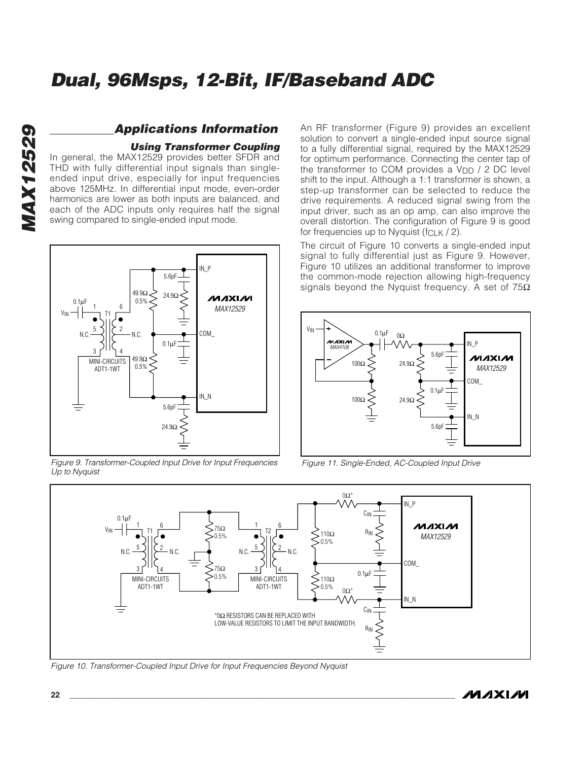## Applications Information

### Using Transformer Coupling

In general, the MAX12529 provides better SFDR and THD with fully differential input signals than single-ended input drive, especially for input frequencies above 125MHz. In differential input mode, even-order harmonics are lower as both inputs are balanced, and each of the ADC inputs only requires half the signal swing compared to single-ended input mode.

Figure 9. Transformer-Coupled Input Drive for Input Frequencies Up to Nyquist

An RF transformer (Figure 9) provides an excellent solution to convert a single-ended input source signal to a fully differential signal, required by the MAX12529 for optimum performance. Connecting the center tap of the transformer to COM provides a $V_{DD}$ / 2 DC level shift to the input. Although a 1:1 transformer is shown, a step-up transformer can be selected to reduce the drive requirements. A reduced signal swing from the input driver, such as an op amp, can also improve the overall distortion. The configuration of Figure 9 is good for frequencies up to Nyquist ($f_{CLK}$ / 2).

The circuit of Figure 10 converts a single-ended input signal to fully differential just as Figure 9. However, Figure 10 utilizes an additional transformer to improve the common-mode rejection allowing high-frequency signals beyond the Nyquist frequency. A set of 75Ω

Figure 11. Single-Ended, AC-Coupled Input Drive

*0Ω RESISTORS CAN BE REPLACED WITH LOW-VALUE RESISTORS TO LIMIT THE INPUT BANDWIDTH.

Figure 10. Transformer-Coupled Input Drive for Input Frequencies Beyond Nyquist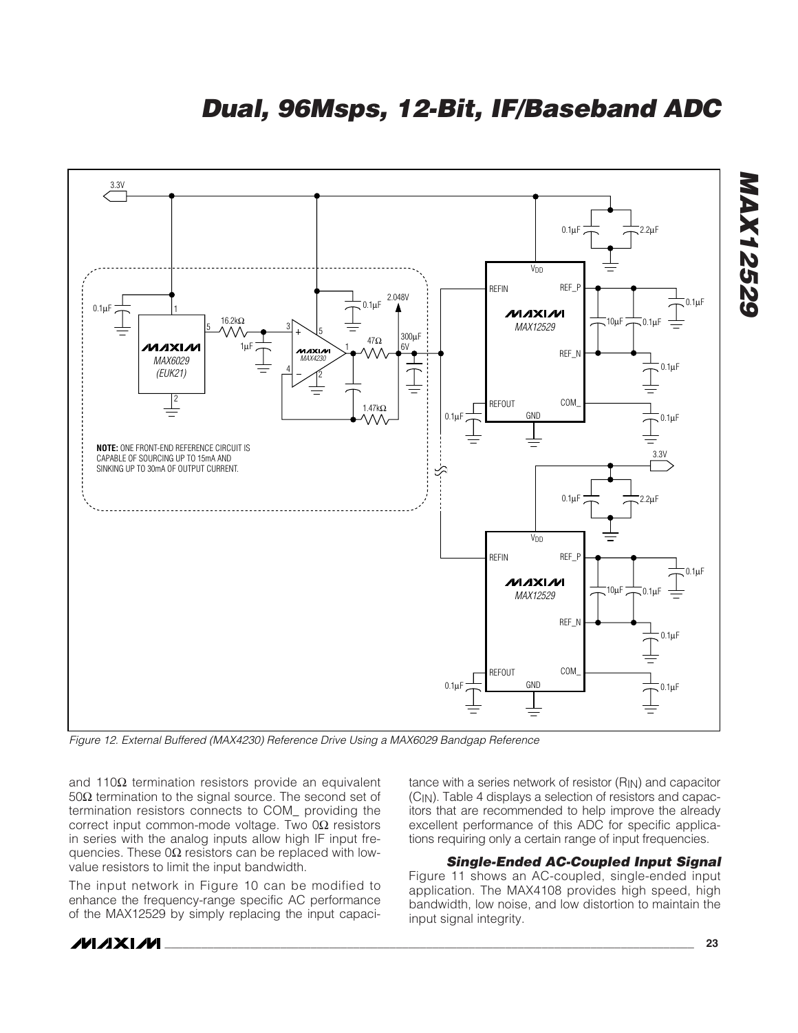Figure 12. External Buffered (MAX4230) Reference Drive Using a MAX6029 Bandgap Reference

and 110Ω termination resistors provide an equivalent 50Ω termination to the signal source. The second set of termination resistors connects to COM_ providing the correct input common-mode voltage. Two 0Ω resistors in series with the analog inputs allow high IF input frequencies. These 0Ω resistors can be replaced with low-value resistors to limit the input bandwidth.

The input network in Figure 10 can be modified to enhance the frequency-range specific AC performance of the MAX12529 by simply replacing the input capacitance with a series network of resistor ($R_{IN}$) and capacitor ($C_{IN}$). Table 4 displays a selection of resistors and capacitors that are recommended to help improve the already excellent performance of this ADC for specific applications requiring only a certain range of input frequencies.

### Single-Ended AC-Coupled Input Signal

Figure 11 shows an AC-coupled, single-ended input application. The MAX4108 provides high speed, high bandwidth, low noise, and low distortion to maintain the input signal integrity.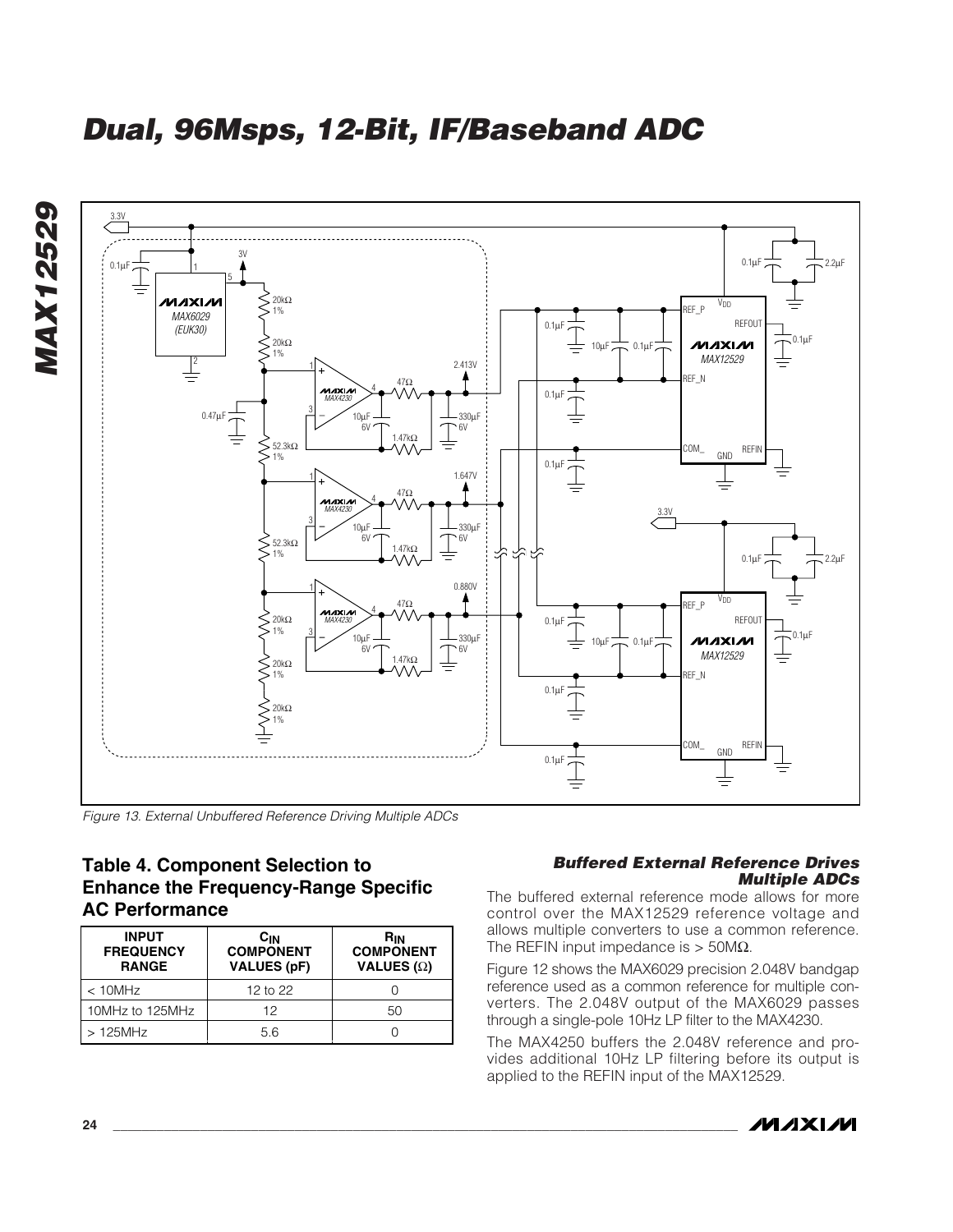Figure 13. External Unbuffered Reference Driving Multiple ADCs

## Table 4. Component Selection to Enhance the Frequency-Range Specific AC Performance

| INPUT FREQUENCY RANGE | $C_{IN}$ COMPONENT VALUES (pF) | $R_{IN}$ COMPONENT VALUES (Ω) |
|---|---|---|
| < 10MHz | 12 to 22 | 0 |
| 10MHz to 125MHz | 12 | 50 |
| > 125MHz | 5.6 | 0 |

### *Buffered External Reference Drives Multiple ADCs*

The buffered external reference mode allows for more control over the MAX12529 reference voltage and allows multiple converters to use a common reference. The REFIN input impedance is > 50MΩ.

Figure 12 shows the MAX6029 precision 2.048V bandgap reference used as a common reference for multiple converters. The 2.048V output of the MAX6029 passes through a single-pole 10Hz LP filter to the MAX4230.

The MAX4250 buffers the 2.048V reference and provides additional 10Hz LP filtering before its output is applied to the REFIN input of the MAX12529.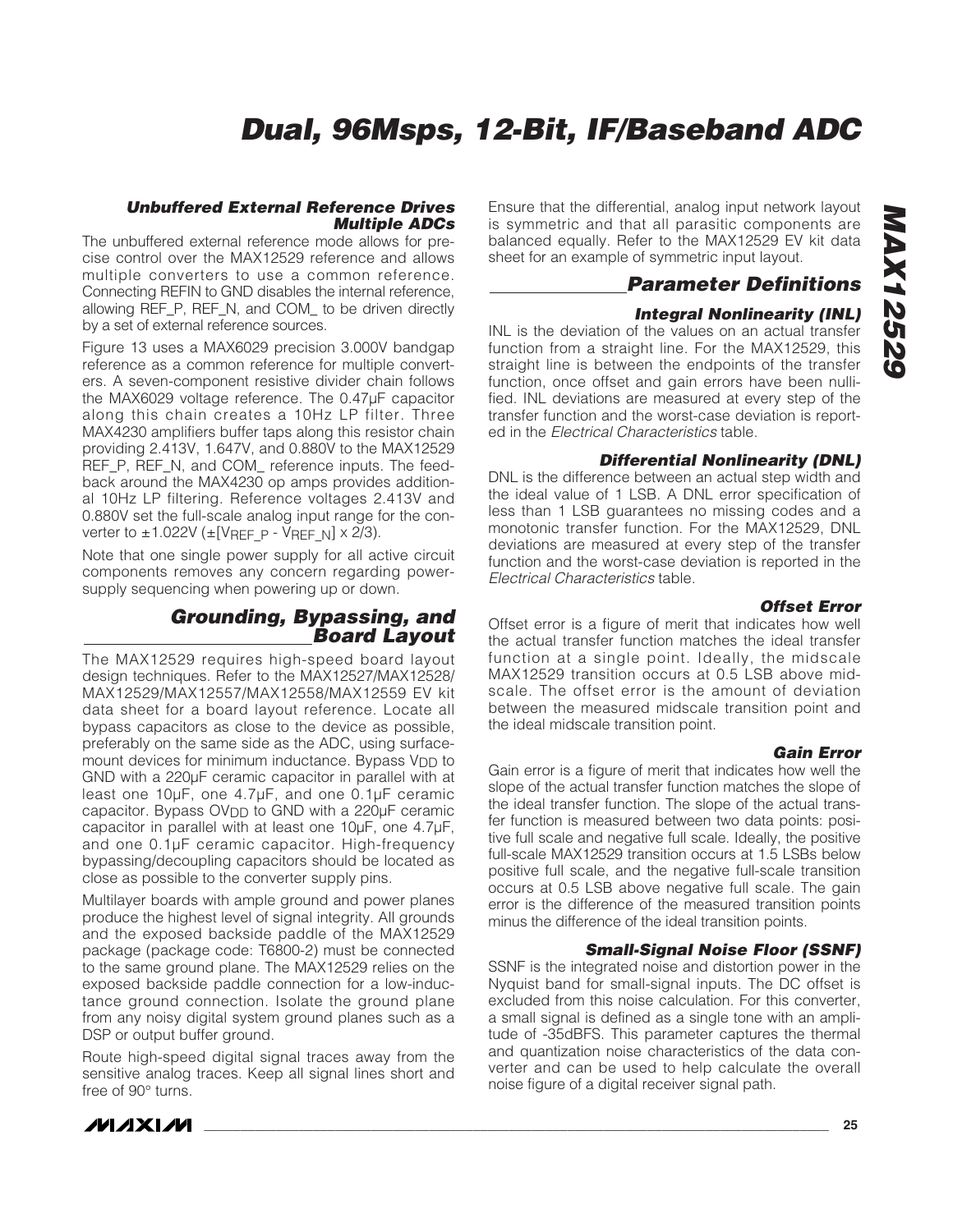### Unbuffered External Reference Drives Multiple ADCs

The unbuffered external reference mode allows for precise control over the MAX12529 reference and allows multiple converters to use a common reference. Connecting REFIN to GND disables the internal reference, allowing REF_P, REF_N, and COM_ to be driven directly by a set of external reference sources.

Figure 13 uses a MAX6029 precision 3.000V bandgap reference as a common reference for multiple converters. A seven-component resistive divider chain follows the MAX6029 voltage reference. The 0.47µF capacitor along this chain creates a 10Hz LP filter. Three MAX4230 amplifiers buffer taps along this resistor chain providing 2.413V, 1.647V, and 0.880V to the MAX12529 REF_P, REF_N, and COM_ reference inputs. The feedback around the MAX4230 op amps provides additional 10Hz LP filtering. Reference voltages 2.413V and 0.880V set the full-scale analog input range for the converter to ±1.022V ($\pm[V_{REF\_P} - V_{REF\_N}] \times 2/3$).

Note that one single power supply for all active circuit components removes any concern regarding power-supply sequencing when powering up or down.

## Grounding, Bypassing, and Board Layout

The MAX12529 requires high-speed board layout design techniques. Refer to the MAX12527/MAX12528/MAX12529/MAX12557/MAX12558/MAX12559 EV kit data sheet for a board layout reference. Locate all bypass capacitors as close to the device as possible, preferably on the same side as the ADC, using surface-mount devices for minimum inductance. Bypass $V_{DD}$ to GND with a 220µF ceramic capacitor in parallel with at least one 10µF, one 4.7µF, and one 0.1µF ceramic capacitor. Bypass $OV_{DD}$ to GND with a 220µF ceramic capacitor in parallel with at least one 10µF, one 4.7µF, and one 0.1µF ceramic capacitor. High-frequency bypassing/decoupling capacitors should be located as close as possible to the converter supply pins.

Multilayer boards with ample ground and power planes produce the highest level of signal integrity. All grounds and the exposed backside paddle of the MAX12529 package (package code: T6800-2) must be connected to the same ground plane. The MAX12529 relies on the exposed backside paddle connection for a low-inductance ground connection. Isolate the ground plane from any noisy digital system ground planes such as a DSP or output buffer ground.

Route high-speed digital signal traces away from the sensitive analog traces. Keep all signal lines short and free of 90° turns.

Ensure that the differential, analog input network layout is symmetric and that all parasitic components are balanced equally. Refer to the MAX12529 EV kit data sheet for an example of symmetric input layout.

## Parameter Definitions

### Integral Nonlinearity (INL)

INL is the deviation of the values on an actual transfer function from a straight line. For the MAX12529, this straight line is between the endpoints of the transfer function, once offset and gain errors have been nullified. INL deviations are measured at every step of the transfer function and the worst-case deviation is reported in the *Electrical Characteristics* table.

### Differential Nonlinearity (DNL)

DNL is the difference between an actual step width and the ideal value of 1 LSB. A DNL error specification of less than 1 LSB guarantees no missing codes and a monotonic transfer function. For the MAX12529, DNL deviations are measured at every step of the transfer function and the worst-case deviation is reported in the *Electrical Characteristics* table.

### Offset Error

Offset error is a figure of merit that indicates how well the actual transfer function matches the ideal transfer function at a single point. Ideally, the midscale MAX12529 transition occurs at 0.5 LSB above midscale. The offset error is the amount of deviation between the measured midscale transition point and the ideal midscale transition point.

### Gain Error

Gain error is a figure of merit that indicates how well the slope of the actual transfer function matches the slope of the ideal transfer function. The slope of the actual transfer function is measured between two data points: positive full scale and negative full scale. Ideally, the positive full-scale MAX12529 transition occurs at 1.5 LSBs below positive full scale, and the negative full-scale transition occurs at 0.5 LSB above negative full scale. The gain error is the difference of the measured transition points minus the difference of the ideal transition points.

### Small-Signal Noise Floor (SSNF)

SSNF is the integrated noise and distortion power in the Nyquist band for small-signal inputs. The DC offset is excluded from this noise calculation. For this converter, a small signal is defined as a single tone with an amplitude of -35dBFS. This parameter captures the thermal and quantization noise characteristics of the data converter and can be used to help calculate the overall noise figure of a digital receiver signal path.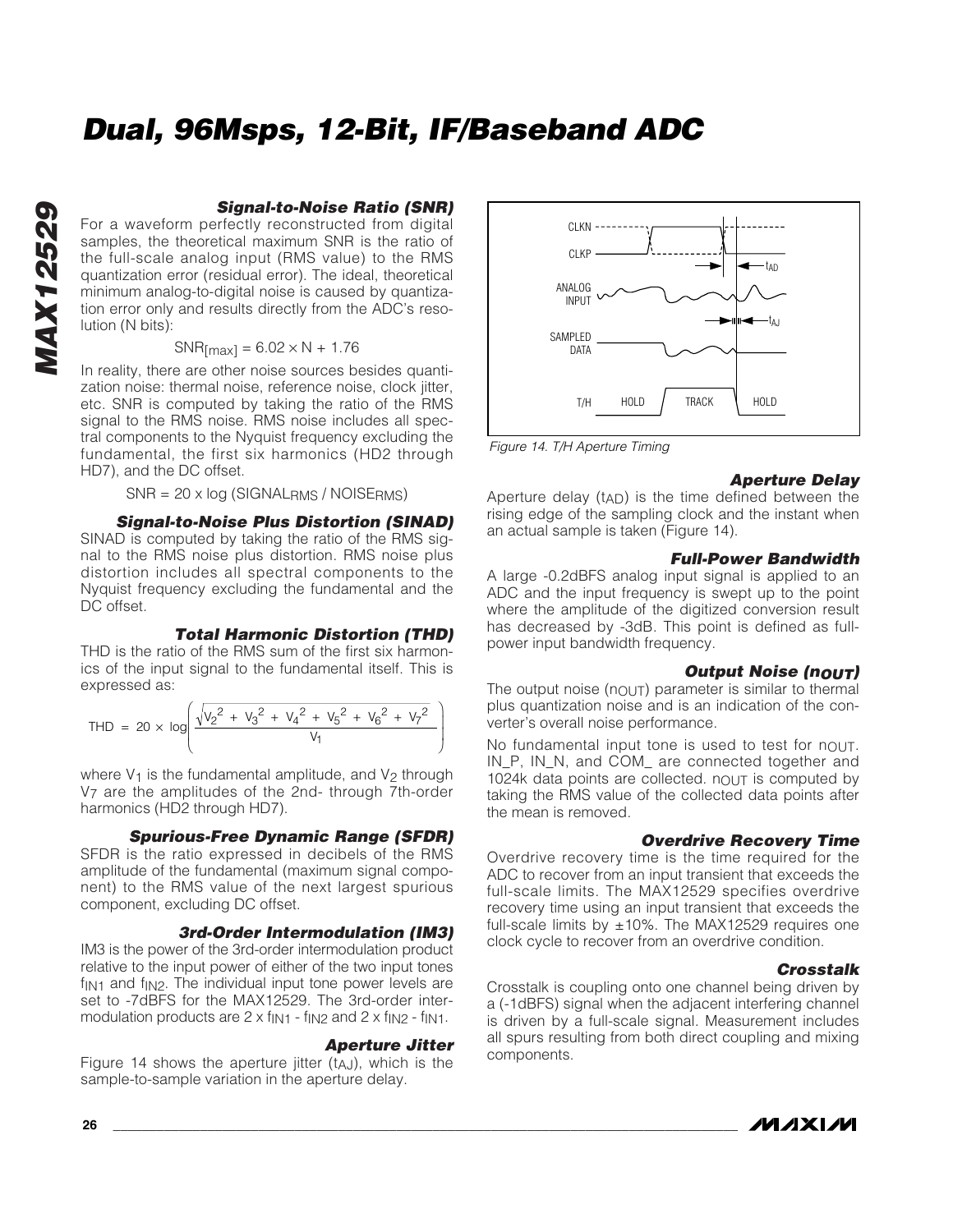### Signal-to-Noise Ratio (SNR)

For a waveform perfectly reconstructed from digital samples, the theoretical maximum SNR is the ratio of the full-scale analog input (RMS value) to the RMS quantization error (residual error). The ideal, theoretical minimum analog-to-digital noise is caused by quantization error only and results directly from the ADC's resolution (N bits):

$$SNR_{[max]} = 6.02 \times N + 1.76$$

In reality, there are other noise sources besides quantization noise: thermal noise, reference noise, clock jitter, etc. SNR is computed by taking the ratio of the RMS signal to the RMS noise. RMS noise includes all spectral components to the Nyquist frequency excluding the fundamental, the first six harmonics (HD2 through HD7), and the DC offset.

$$SNR = 20 \times \log(SIGNAL_{RMS} / NOISE_{RMS})$$

### Signal-to-Noise Plus Distortion (SINAD)

SINAD is computed by taking the ratio of the RMS signal to the RMS noise plus distortion. RMS noise plus distortion includes all spectral components to the Nyquist frequency excluding the fundamental and the DC offset.

### Total Harmonic Distortion (THD)

THD is the ratio of the RMS sum of the first six harmonics of the input signal to the fundamental itself. This is expressed as:

$$THD = 20 \times \log\left(\frac{\sqrt{V_2^2 + V_3^2 + V_4^2 + V_5^2 + V_6^2 + V_7^2}}{V_1}\right)$$

where $V_1$ is the fundamental amplitude, and $V_2$ through $V_7$ are the amplitudes of the 2nd- through 7th-order harmonics (HD2 through HD7).

### Spurious-Free Dynamic Range (SFDR)

SFDR is the ratio expressed in decibels of the RMS amplitude of the fundamental (maximum signal component) to the RMS value of the next largest spurious component, excluding DC offset.

### 3rd-Order Intermodulation (IM3)

IM3 is the power of the 3rd-order intermodulation product relative to the input power of either of the two input tones $f_{IN1}$ and $f_{IN2}$. The individual input tone power levels are set to -7dBFS for the MAX12529. The 3rd-order intermodulation products are $2 \times f_{IN1} - f_{IN2}$ and $2 \times f_{IN2} - f_{IN1}$.

### Aperture Jitter

Figure 14 shows the aperture jitter ($t_{AJ}$), which is the sample-to-sample variation in the aperture delay.

Figure 14. T/H Aperture Timing

### Aperture Delay

Aperture delay ($t_{AD}$) is the time defined between the rising edge of the sampling clock and the instant when an actual sample is taken (Figure 14).

### Full-Power Bandwidth

A large -0.2dBFS analog input signal is applied to an ADC and the input frequency is swept up to the point where the amplitude of the digitized conversion result has decreased by -3dB. This point is defined as full-power input bandwidth frequency.

### Output Noise ($n_{OUT}$)

The output noise ($n_{OUT}$) parameter is similar to thermal plus quantization noise and is an indication of the converter's overall noise performance.

No fundamental input tone is used to test for $n_{OUT}$. IN_P, IN_N, and COM_ are connected together and 1024k data points are collected. $n_{OUT}$ is computed by taking the RMS value of the collected data points after the mean is removed.

### Overdrive Recovery Time

Overdrive recovery time is the time required for the ADC to recover from an input transient that exceeds the full-scale limits. The MAX12529 specifies overdrive recovery time using an input transient that exceeds the full-scale limits by ±10%. The MAX12529 requires one clock cycle to recover from an overdrive condition.

### Crosstalk

Crosstalk is coupling onto one channel being driven by a (-1dBFS) signal when the adjacent interfering channel is driven by a full-scale signal. Measurement includes all spurs resulting from both direct coupling and mixing components.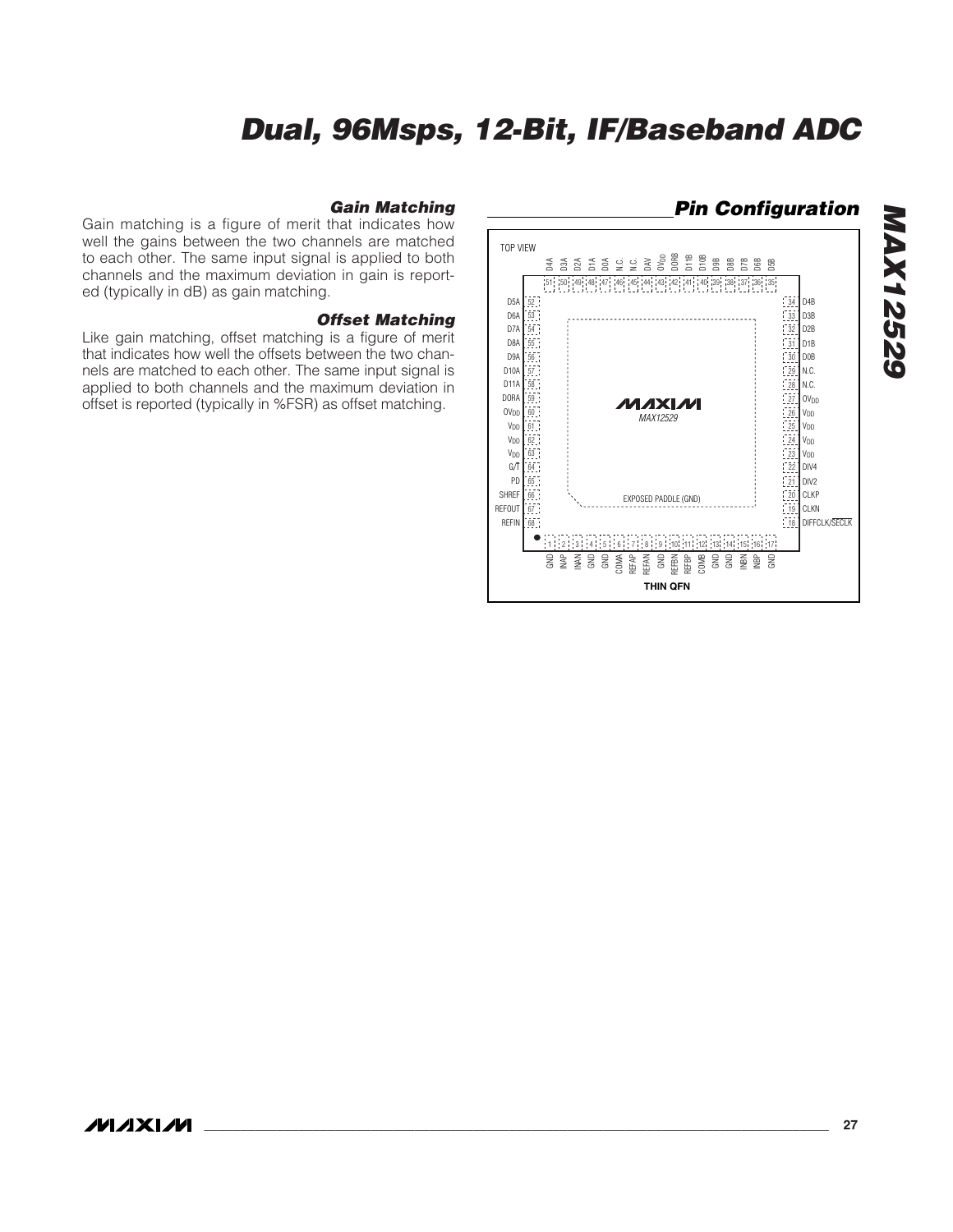### Gain Matching

Gain matching is a figure of merit that indicates how well the gains between the two channels are matched to each other. The same input signal is applied to both channels and the maximum deviation in gain is reported (typically in dB) as gain matching.

### Offset Matching

Like gain matching, offset matching is a figure of merit that indicates how well the offsets between the two channels are matched to each other. The same input signal is applied to both channels and the maximum deviation in offset is reported (typically in %FSR) as offset matching.

## Pin Configuration

TOP VIEW

| Pin | Name | Pin | Name | Pin | Name | Pin | Name |
|---|---|---|---|---|---|---|---|
| 1 | GND | 18 | DIFFCLK/SECLK | 35 | D5B | 52 | D5A |
| 2 | INAP | 19 | CLKN | 36 | D6B | 53 | D6A |
| 3 | INAN | 20 | CLKP | 37 | D7B | 54 | D7A |
| 4 | GND | 21 | DIV2 | 38 | D8B | 55 | D8A |
| 5 | GND | 22 | DIV4 | 39 | D9B | 56 | D9A |
| 6 | COMA | 23 | $V_{DD}$ | 40 | D10B | 57 | D10A |
| 7 | REFAP | 24 | $V_{DD}$ | 41 | D11B | 58 | D11A |
| 8 | REFAN | 25 | $V_{DD}$ | 42 | DORB | 59 | DORA |
| 9 | GND | 26 | $V_{DD}$ | 43 | $OV_{DD}$ | 60 | $OV_{DD}$ |
| 10 | REFBN | 27 | $OV_{DD}$ | 44 | DAV | 61 | $V_{DD}$ |
| 11 | REFBP | 28 | N.C. | 45 | N.C. | 62 | $V_{DD}$ |
| 12 | COMB | 29 | N.C. | 46 | N.C. | 63 | $V_{DD}$ |
| 13 | GND | 30 | D0B | 47 | D0A | 64 | G/T |
| 14 | GND | 31 | D1B | 48 | D1A | 65 | PD |
| 15 | INBN | 32 | D2B | 49 | D2A | 66 | SHREF |
| 16 | INBP | 33 | D3B | 50 | D3A | 67 | REFOUT |
| 17 | GND | 34 | D4B | 51 | D4A | 68 | REFIN |

EXPOSED PADDLE (GND)

MAXIM MAX12529

THIN QFN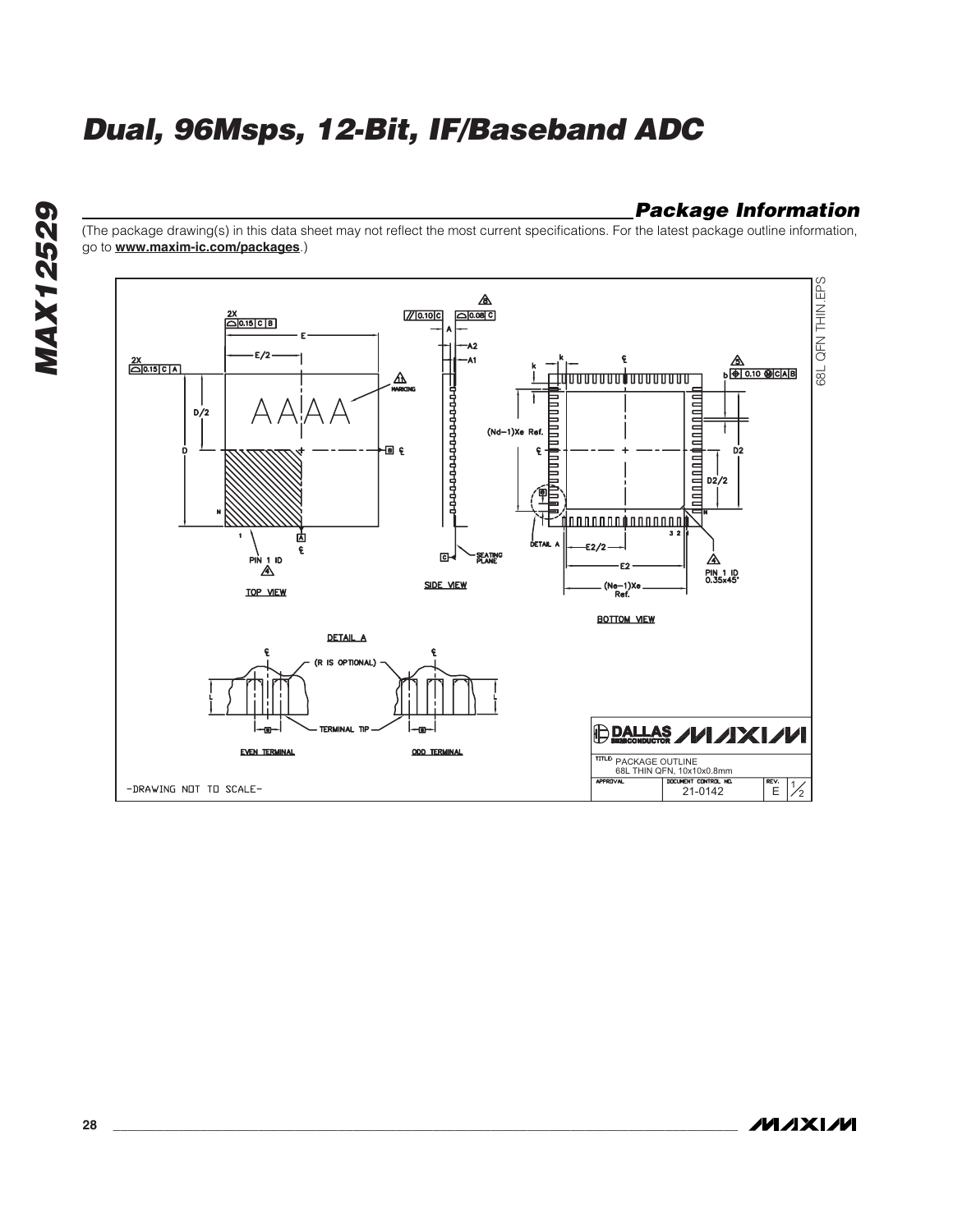## Package Information

(The package drawing(s) in this data sheet may not reflect the most current specifications. For the latest package outline information, go to **www.maxim-ic.com/packages**.)

68L QFN THIN.EPS

TOP VIEW

SIDE VIEW

BOTTOM VIEW

DETAIL A

EVEN TERMINAL

ODD TERMINAL

(R IS OPTIONAL)

TERMINAL TIP

SEATING PLANE

PIN 1 ID

PIN 1 ID 0.35x45°

MARKING

-DRAWING NOT TO SCALE-

DALLAS SEMICONDUCTOR MAXIM

TITLE: PACKAGE OUTLINE
68L THIN QFN, 10x10x0.8mm

APPROVAL | DOCUMENT CONTROL NO. 21-0142 | REV. E | 1/2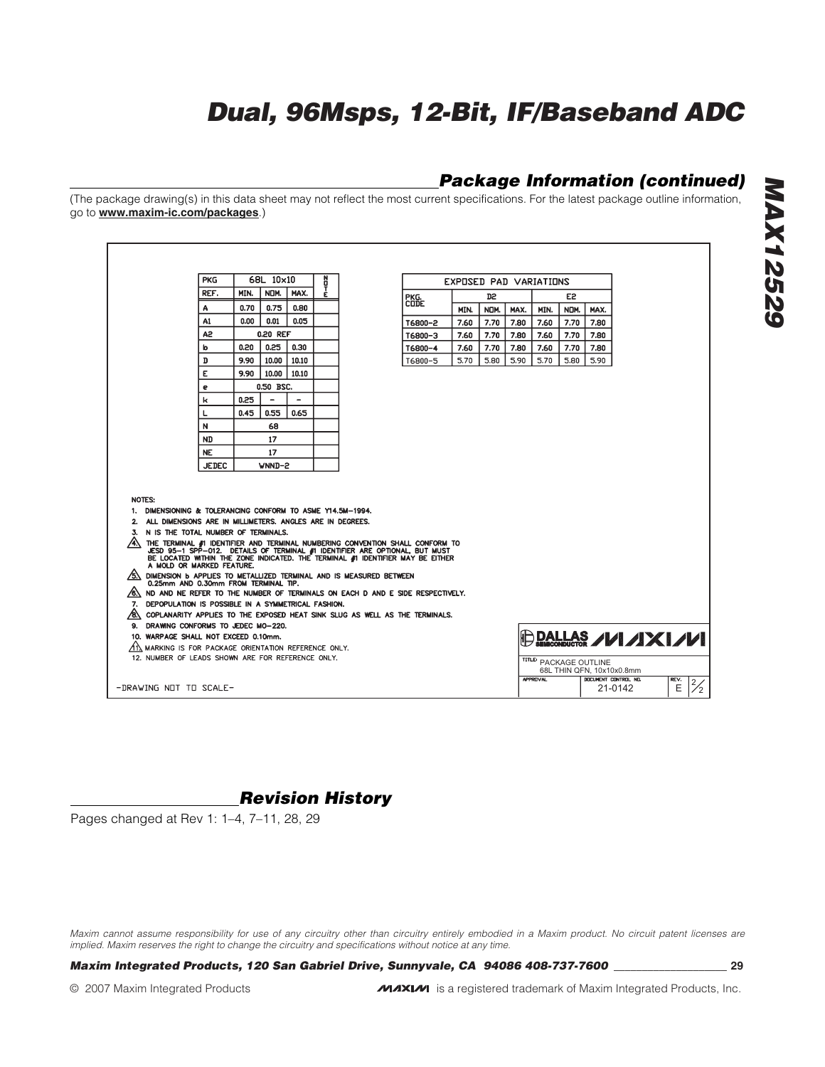## Package Information (continued)

(The package drawing(s) in this data sheet may not reflect the most current specifications. For the latest package outline information, go to **www.maxim-ic.com/packages**.)

| PKG | 68L 10x10 | | | NOTE |
|---|---|---|---|---|
| REF. | MIN. | NOM. | MAX. | |
| A | 0.70 | 0.75 | 0.80 | |
| A1 | 0.00 | 0.01 | 0.05 | |
| A2 | 0.20 REF | | | |
| b | 0.20 | 0.25 | 0.30 | |
| D | 9.90 | 10.00 | 10.10 | |
| E | 9.90 | 10.00 | 10.10 | |
| e | 0.50 BSC. | | | |
| k | 0.25 | - | - | |
| L | 0.45 | 0.55 | 0.65 | |
| N | 68 | | | |
| ND | 17 | | | |
| NE | 17 | | | |
| JEDEC | WNND-2 | | | |

| EXPOSED PAD VARIATIONS | | | | | | |
|---|---|---|---|---|---|---|
| PKG. CODE | D2 | | | E2 | | |
| | MIN. | NOM. | MAX. | MIN. | NOM. | MAX. |
| T6800-2 | 7.60 | 7.70 | 7.80 | 7.60 | 7.70 | 7.80 |
| T6800-3 | 7.60 | 7.70 | 7.80 | 7.60 | 7.70 | 7.80 |
| T6800-4 | 7.60 | 7.70 | 7.80 | 7.60 | 7.70 | 7.80 |
| T6800-5 | 5.70 | 5.80 | 5.90 | 5.70 | 5.80 | 5.90 |

NOTES:

1. DIMENSIONING & TOLERANCING CONFORM TO ASME Y14.5M-1994.
2. ALL DIMENSIONS ARE IN MILLIMETERS. ANGLES ARE IN DEGREES.
3. N IS THE TOTAL NUMBER OF TERMINALS.
4. THE TERMINAL #1 IDENTIFIER AND TERMINAL NUMBERING CONVENTION SHALL CONFORM TO JESD 95-1 SPP-012. DETAILS OF TERMINAL #1 IDENTIFIER ARE OPTIONAL, BUT MUST BE LOCATED WITHIN THE ZONE INDICATED. THE TERMINAL #1 IDENTIFIER MAY BE EITHER A MOLD OR MARKED FEATURE.
5. DIMENSION b APPLIES TO METALLIZED TERMINAL AND IS MEASURED BETWEEN 0.25mm AND 0.30mm FROM TERMINAL TIP.
6. ND AND NE REFER TO THE NUMBER OF TERMINALS ON EACH D AND E SIDE RESPECTIVELY.
7. DEPOPULATION IS POSSIBLE IN A SYMMETRICAL FASHION.
8. COPLANARITY APPLIES TO THE EXPOSED HEAT SINK SLUG AS WELL AS THE TERMINALS.
9. DRAWING CONFORMS TO JEDEC MO-220.
10. WARPAGE SHALL NOT EXCEED 0.10mm.
11. MARKING IS FOR PACKAGE ORIENTATION REFERENCE ONLY.
12. NUMBER OF LEADS SHOWN ARE FOR REFERENCE ONLY.

-DRAWING NOT TO SCALE-

DALLAS SEMICONDUCTOR MAXIM

TITLE: PACKAGE OUTLINE 68L THIN QFN, 10x10x0.8mm

APPROVAL | DOCUMENT CONTROL NO. 21-0142 | REV. E | 2/2

## Revision History

Pages changed at Rev 1: 1–4, 7–11, 28, 29

*Maxim cannot assume responsibility for use of any circuitry other than circuitry entirely embodied in a Maxim product. No circuit patent licenses are implied. Maxim reserves the right to change the circuitry and specifications without notice at any time.*

***Maxim Integrated Products, 120 San Gabriel Drive, Sunnyvale, CA 94086 408-737-7600***

© 2007 Maxim Integrated Products

MAXIM is a registered trademark of Maxim Integrated Products, Inc.